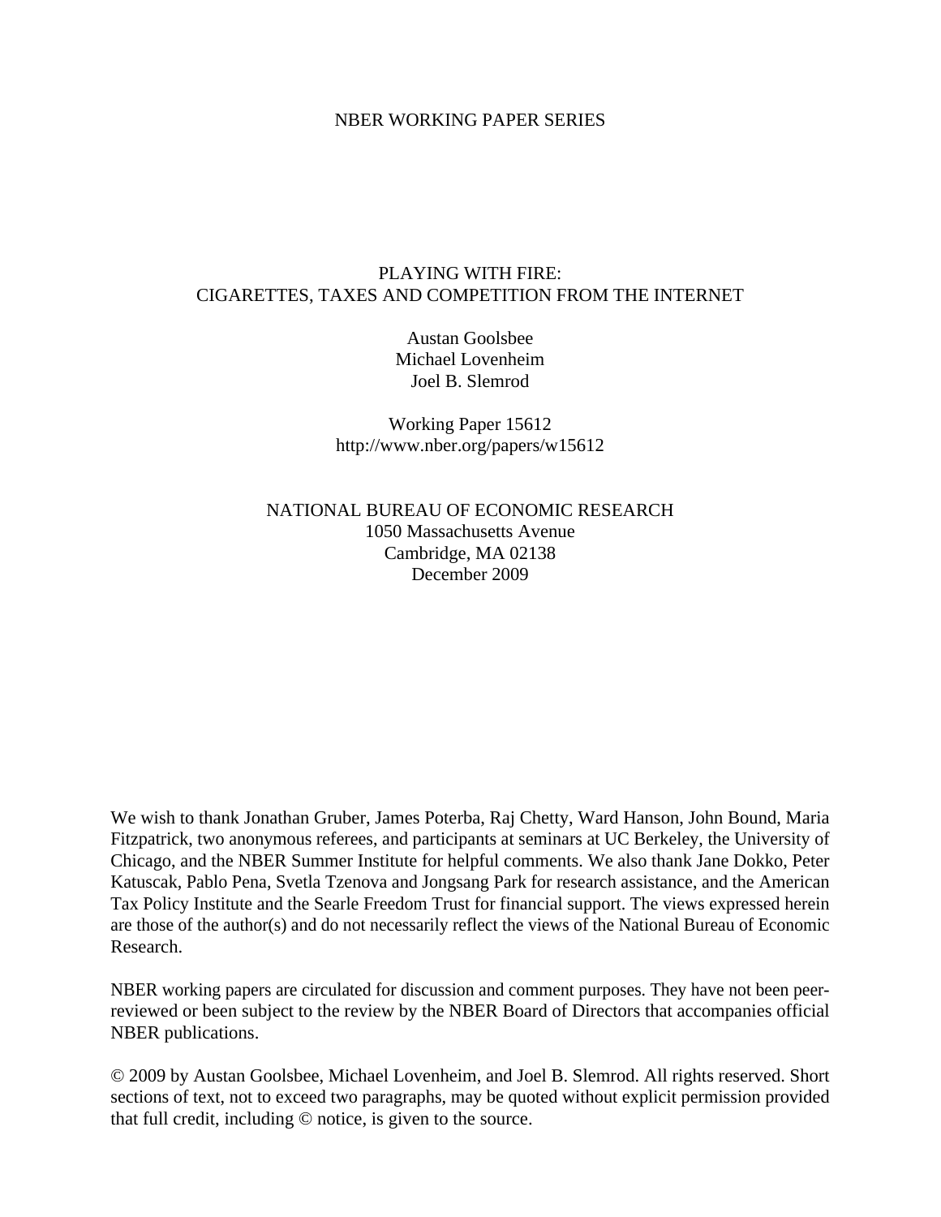NBER WORKING PAPER SERIES

# PLAYING WITH FIRE:
# CIGARETTES, TAXES AND COMPETITION FROM THE INTERNET

Austan Goolsbee
Michael Lovenheim
Joel B. Slemrod

Working Paper 15612
http://www.nber.org/papers/w15612

NATIONAL BUREAU OF ECONOMIC RESEARCH
1050 Massachusetts Avenue
Cambridge, MA 02138
December 2009

We wish to thank Jonathan Gruber, James Poterba, Raj Chetty, Ward Hanson, John Bound, Maria Fitzpatrick, two anonymous referees, and participants at seminars at UC Berkeley, the University of Chicago, and the NBER Summer Institute for helpful comments. We also thank Jane Dokko, Peter Katuscak, Pablo Pena, Svetla Tzenova and Jongsang Park for research assistance, and the American Tax Policy Institute and the Searle Freedom Trust for financial support. The views expressed herein are those of the author(s) and do not necessarily reflect the views of the National Bureau of Economic Research.

NBER working papers are circulated for discussion and comment purposes. They have not been peer-reviewed or been subject to the review by the NBER Board of Directors that accompanies official NBER publications.

© 2009 by Austan Goolsbee, Michael Lovenheim, and Joel B. Slemrod. All rights reserved. Short sections of text, not to exceed two paragraphs, may be quoted without explicit permission provided that full credit, including © notice, is given to the source.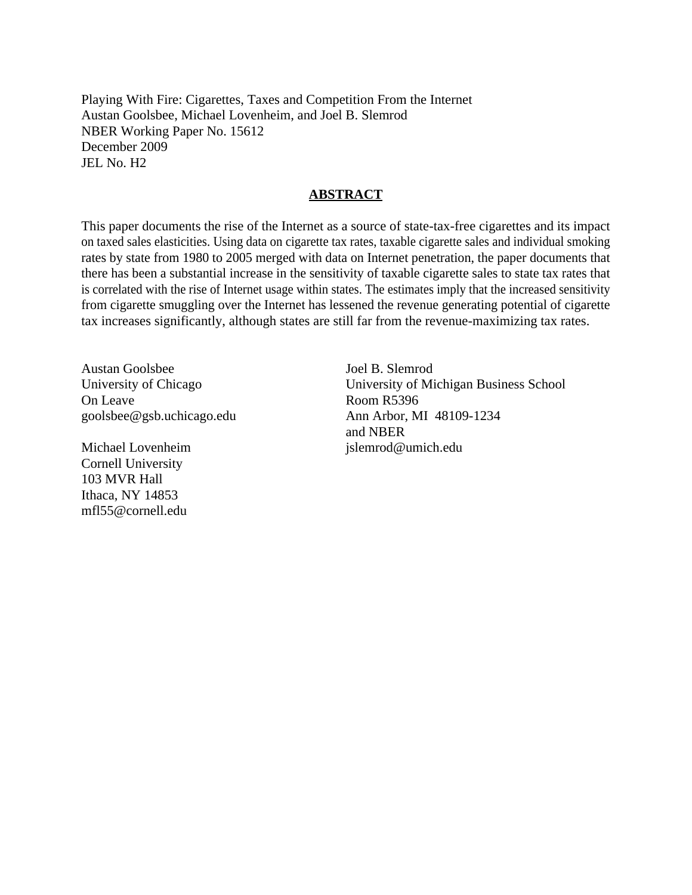Playing With Fire: Cigarettes, Taxes and Competition From the Internet
Austan Goolsbee, Michael Lovenheim, and Joel B. Slemrod
NBER Working Paper No. 15612
December 2009
JEL No. H2

## ABSTRACT

This paper documents the rise of the Internet as a source of state-tax-free cigarettes and its impact on taxed sales elasticities. Using data on cigarette tax rates, taxable cigarette sales and individual smoking rates by state from 1980 to 2005 merged with data on Internet penetration, the paper documents that there has been a substantial increase in the sensitivity of taxable cigarette sales to state tax rates that is correlated with the rise of Internet usage within states. The estimates imply that the increased sensitivity from cigarette smuggling over the Internet has lessened the revenue generating potential of cigarette tax increases significantly, although states are still far from the revenue-maximizing tax rates.

Austan Goolsbee
University of Chicago
On Leave
goolsbee@gsb.uchicago.edu

Michael Lovenheim
Cornell University
103 MVR Hall
Ithaca, NY 14853
mfl55@cornell.edu

Joel B. Slemrod
University of Michigan Business School
Room R5396
Ann Arbor, MI 48109-1234
and NBER
jslemrod@umich.edu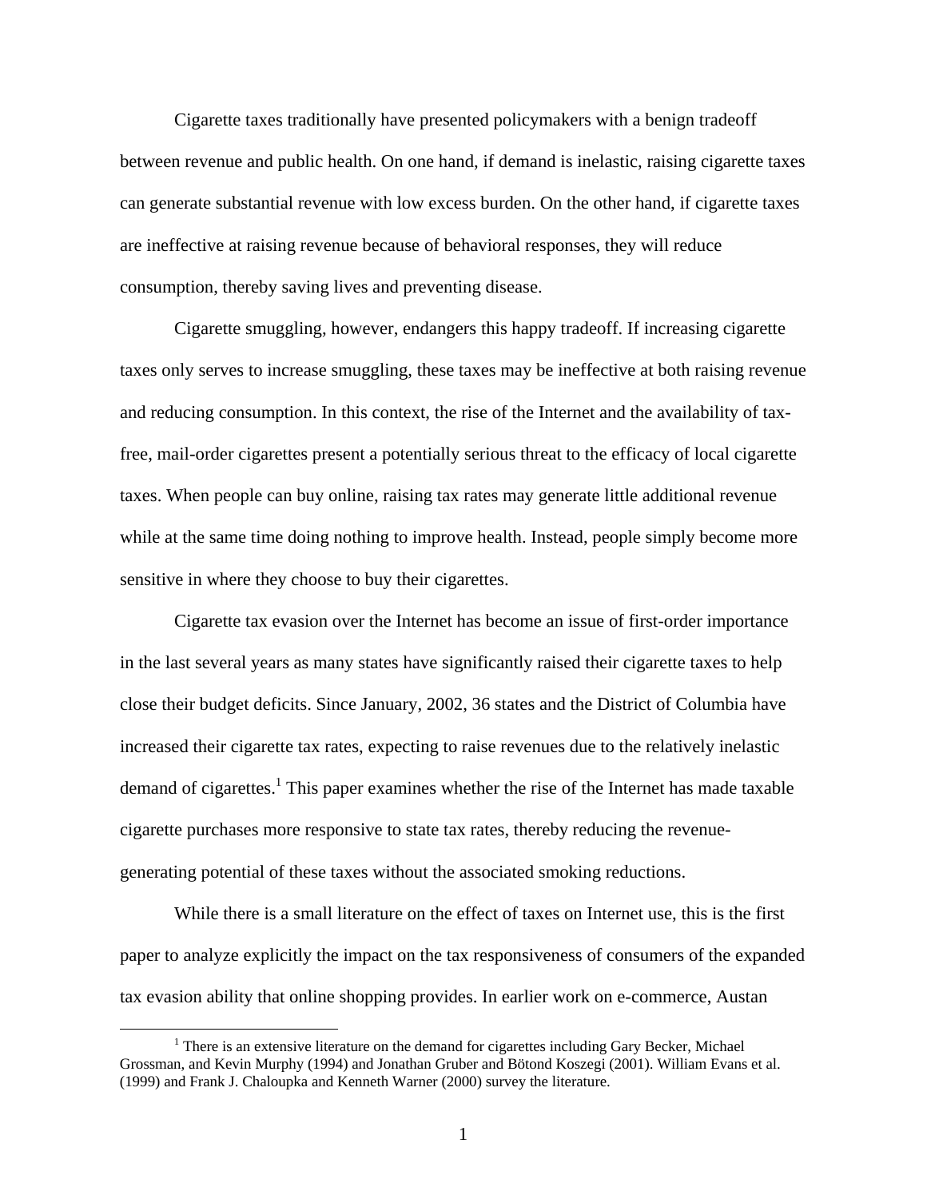Cigarette taxes traditionally have presented policymakers with a benign tradeoff between revenue and public health. On one hand, if demand is inelastic, raising cigarette taxes can generate substantial revenue with low excess burden. On the other hand, if cigarette taxes are ineffective at raising revenue because of behavioral responses, they will reduce consumption, thereby saving lives and preventing disease.

Cigarette smuggling, however, endangers this happy tradeoff. If increasing cigarette taxes only serves to increase smuggling, these taxes may be ineffective at both raising revenue and reducing consumption. In this context, the rise of the Internet and the availability of tax-free, mail-order cigarettes present a potentially serious threat to the efficacy of local cigarette taxes. When people can buy online, raising tax rates may generate little additional revenue while at the same time doing nothing to improve health. Instead, people simply become more sensitive in where they choose to buy their cigarettes.

Cigarette tax evasion over the Internet has become an issue of first-order importance in the last several years as many states have significantly raised their cigarette taxes to help close their budget deficits. Since January, 2002, 36 states and the District of Columbia have increased their cigarette tax rates, expecting to raise revenues due to the relatively inelastic demand of cigarettes.[1] This paper examines whether the rise of the Internet has made taxable cigarette purchases more responsive to state tax rates, thereby reducing the revenue-generating potential of these taxes without the associated smoking reductions.

While there is a small literature on the effect of taxes on Internet use, this is the first paper to analyze explicitly the impact on the tax responsiveness of consumers of the expanded tax evasion ability that online shopping provides. In earlier work on e-commerce, Austan

[1] There is an extensive literature on the demand for cigarettes including Gary Becker, Michael Grossman, and Kevin Murphy (1994) and Jonathan Gruber and Bötond Koszegi (2001). William Evans et al. (1999) and Frank J. Chaloupka and Kenneth Warner (2000) survey the literature.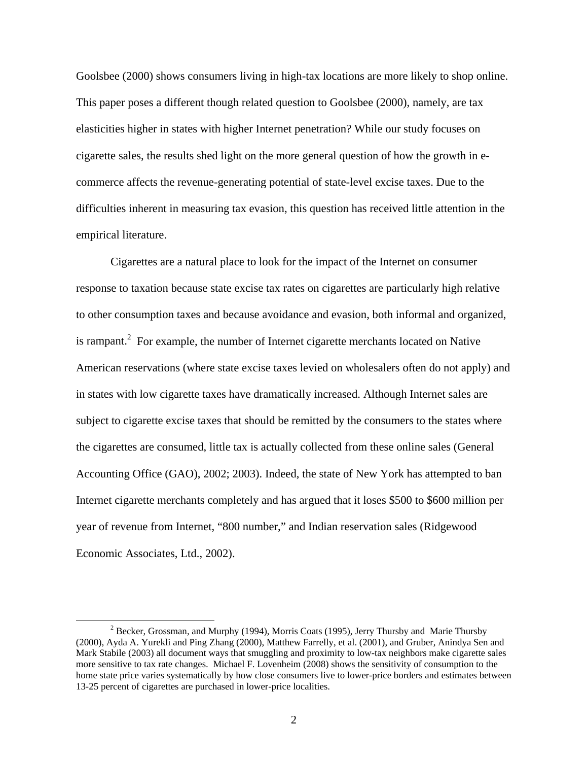Goolsbee (2000) shows consumers living in high-tax locations are more likely to shop online. This paper poses a different though related question to Goolsbee (2000), namely, are tax elasticities higher in states with higher Internet penetration? While our study focuses on cigarette sales, the results shed light on the more general question of how the growth in e-commerce affects the revenue-generating potential of state-level excise taxes. Due to the difficulties inherent in measuring tax evasion, this question has received little attention in the empirical literature.

Cigarettes are a natural place to look for the impact of the Internet on consumer response to taxation because state excise tax rates on cigarettes are particularly high relative to other consumption taxes and because avoidance and evasion, both informal and organized, is rampant.[2] For example, the number of Internet cigarette merchants located on Native American reservations (where state excise taxes levied on wholesalers often do not apply) and in states with low cigarette taxes have dramatically increased. Although Internet sales are subject to cigarette excise taxes that should be remitted by the consumers to the states where the cigarettes are consumed, little tax is actually collected from these online sales (General Accounting Office (GAO), 2002; 2003). Indeed, the state of New York has attempted to ban Internet cigarette merchants completely and has argued that it loses \$500 to \$600 million per year of revenue from Internet, "800 number," and Indian reservation sales (Ridgewood Economic Associates, Ltd., 2002).

[2] Becker, Grossman, and Murphy (1994), Morris Coats (1995), Jerry Thursby and Marie Thursby (2000), Ayda A. Yurekli and Ping Zhang (2000), Matthew Farrelly, et al. (2001), and Gruber, Anindya Sen and Mark Stabile (2003) all document ways that smuggling and proximity to low-tax neighbors make cigarette sales more sensitive to tax rate changes. Michael F. Lovenheim (2008) shows the sensitivity of consumption to the home state price varies systematically by how close consumers live to lower-price borders and estimates between 13-25 percent of cigarettes are purchased in lower-price localities.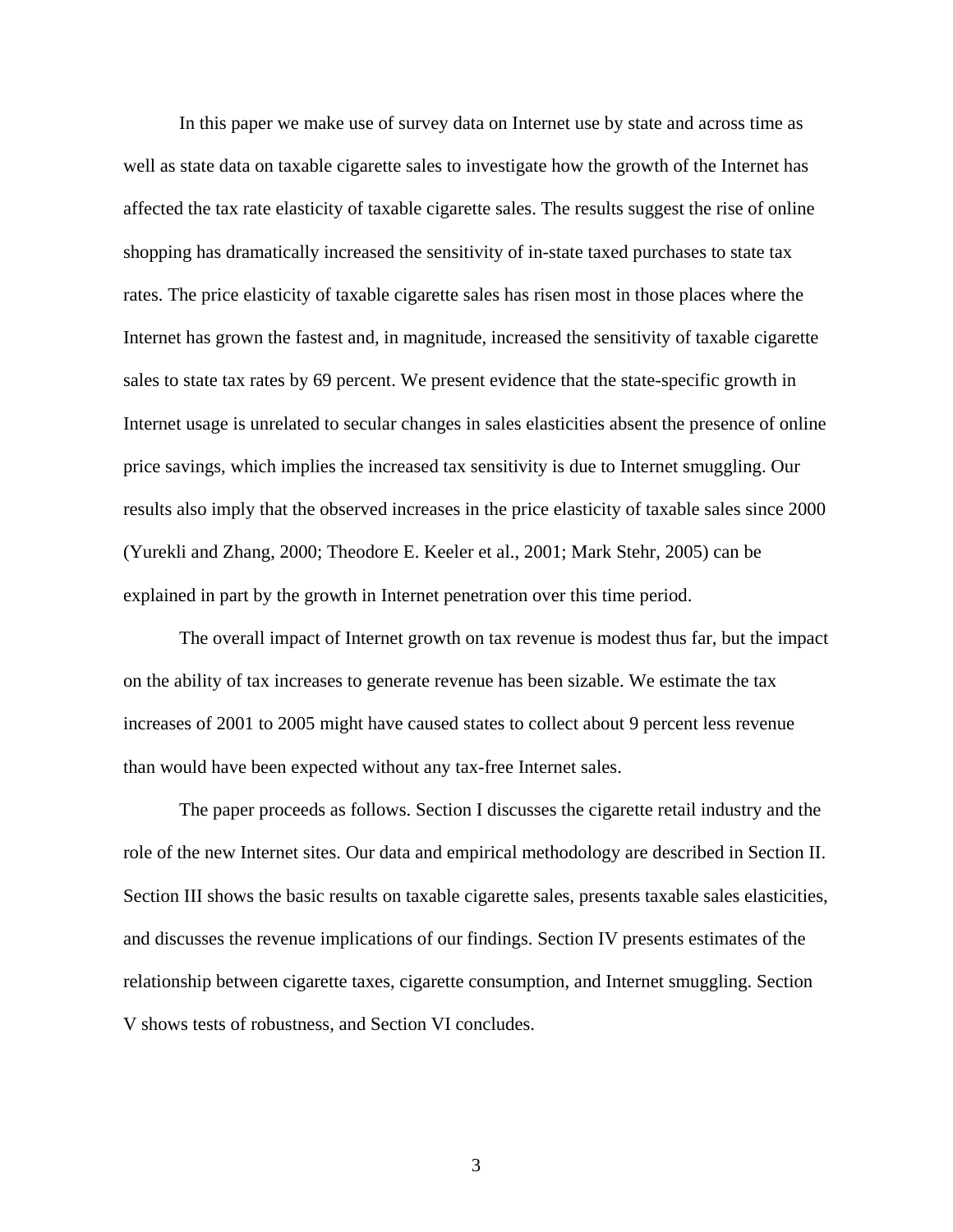In this paper we make use of survey data on Internet use by state and across time as well as state data on taxable cigarette sales to investigate how the growth of the Internet has affected the tax rate elasticity of taxable cigarette sales. The results suggest the rise of online shopping has dramatically increased the sensitivity of in-state taxed purchases to state tax rates. The price elasticity of taxable cigarette sales has risen most in those places where the Internet has grown the fastest and, in magnitude, increased the sensitivity of taxable cigarette sales to state tax rates by 69 percent. We present evidence that the state-specific growth in Internet usage is unrelated to secular changes in sales elasticities absent the presence of online price savings, which implies the increased tax sensitivity is due to Internet smuggling. Our results also imply that the observed increases in the price elasticity of taxable sales since 2000 (Yurekli and Zhang, 2000; Theodore E. Keeler et al., 2001; Mark Stehr, 2005) can be explained in part by the growth in Internet penetration over this time period.

The overall impact of Internet growth on tax revenue is modest thus far, but the impact on the ability of tax increases to generate revenue has been sizable. We estimate the tax increases of 2001 to 2005 might have caused states to collect about 9 percent less revenue than would have been expected without any tax-free Internet sales.

The paper proceeds as follows. Section I discusses the cigarette retail industry and the role of the new Internet sites. Our data and empirical methodology are described in Section II. Section III shows the basic results on taxable cigarette sales, presents taxable sales elasticities, and discusses the revenue implications of our findings. Section IV presents estimates of the relationship between cigarette taxes, cigarette consumption, and Internet smuggling. Section V shows tests of robustness, and Section VI concludes.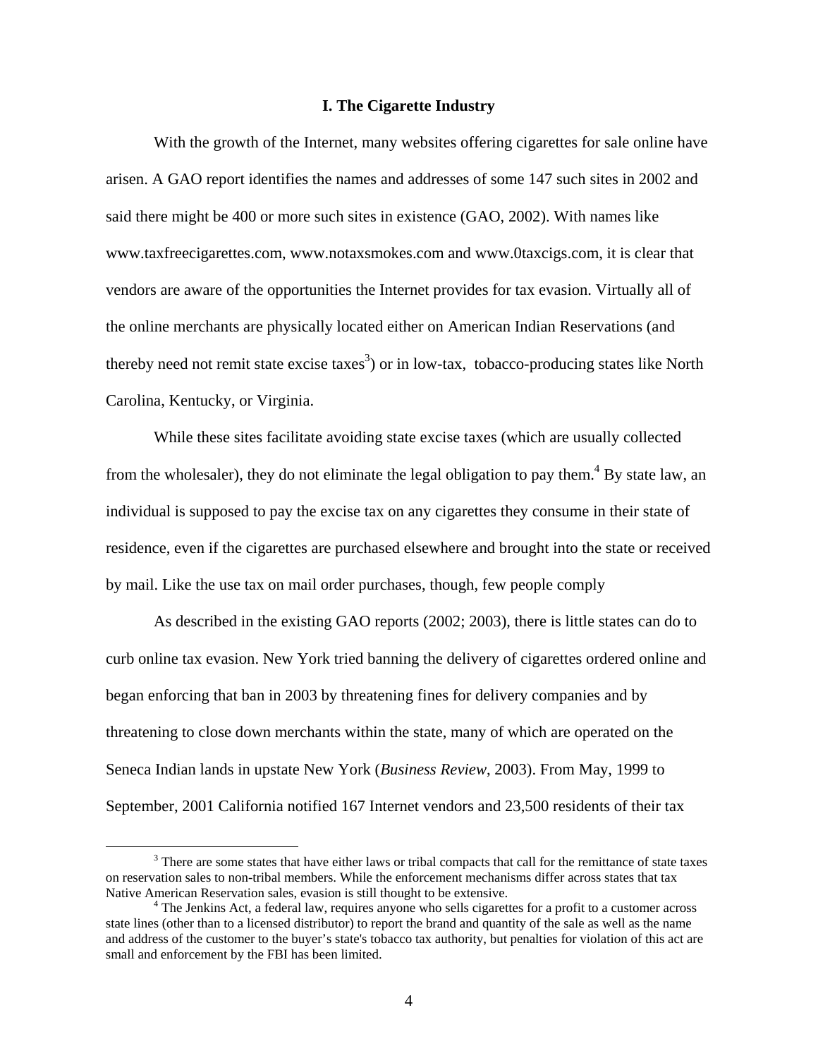## I. The Cigarette Industry

With the growth of the Internet, many websites offering cigarettes for sale online have arisen. A GAO report identifies the names and addresses of some 147 such sites in 2002 and said there might be 400 or more such sites in existence (GAO, 2002). With names like www.taxfreecigarettes.com, www.notaxsmokes.com and www.0taxcigs.com, it is clear that vendors are aware of the opportunities the Internet provides for tax evasion. Virtually all of the online merchants are physically located either on American Indian Reservations (and thereby need not remit state excise taxes[3]) or in low-tax, tobacco-producing states like North Carolina, Kentucky, or Virginia.

While these sites facilitate avoiding state excise taxes (which are usually collected from the wholesaler), they do not eliminate the legal obligation to pay them.[4] By state law, an individual is supposed to pay the excise tax on any cigarettes they consume in their state of residence, even if the cigarettes are purchased elsewhere and brought into the state or received by mail. Like the use tax on mail order purchases, though, few people comply

As described in the existing GAO reports (2002; 2003), there is little states can do to curb online tax evasion. New York tried banning the delivery of cigarettes ordered online and began enforcing that ban in 2003 by threatening fines for delivery companies and by threatening to close down merchants within the state, many of which are operated on the Seneca Indian lands in upstate New York (*Business Review*, 2003). From May, 1999 to September, 2001 California notified 167 Internet vendors and 23,500 residents of their tax

---

[3] There are some states that have either laws or tribal compacts that call for the remittance of state taxes on reservation sales to non-tribal members. While the enforcement mechanisms differ across states that tax Native American Reservation sales, evasion is still thought to be extensive.

[4] The Jenkins Act, a federal law, requires anyone who sells cigarettes for a profit to a customer across state lines (other than to a licensed distributor) to report the brand and quantity of the sale as well as the name and address of the customer to the buyer's state's tobacco tax authority, but penalties for violation of this act are small and enforcement by the FBI has been limited.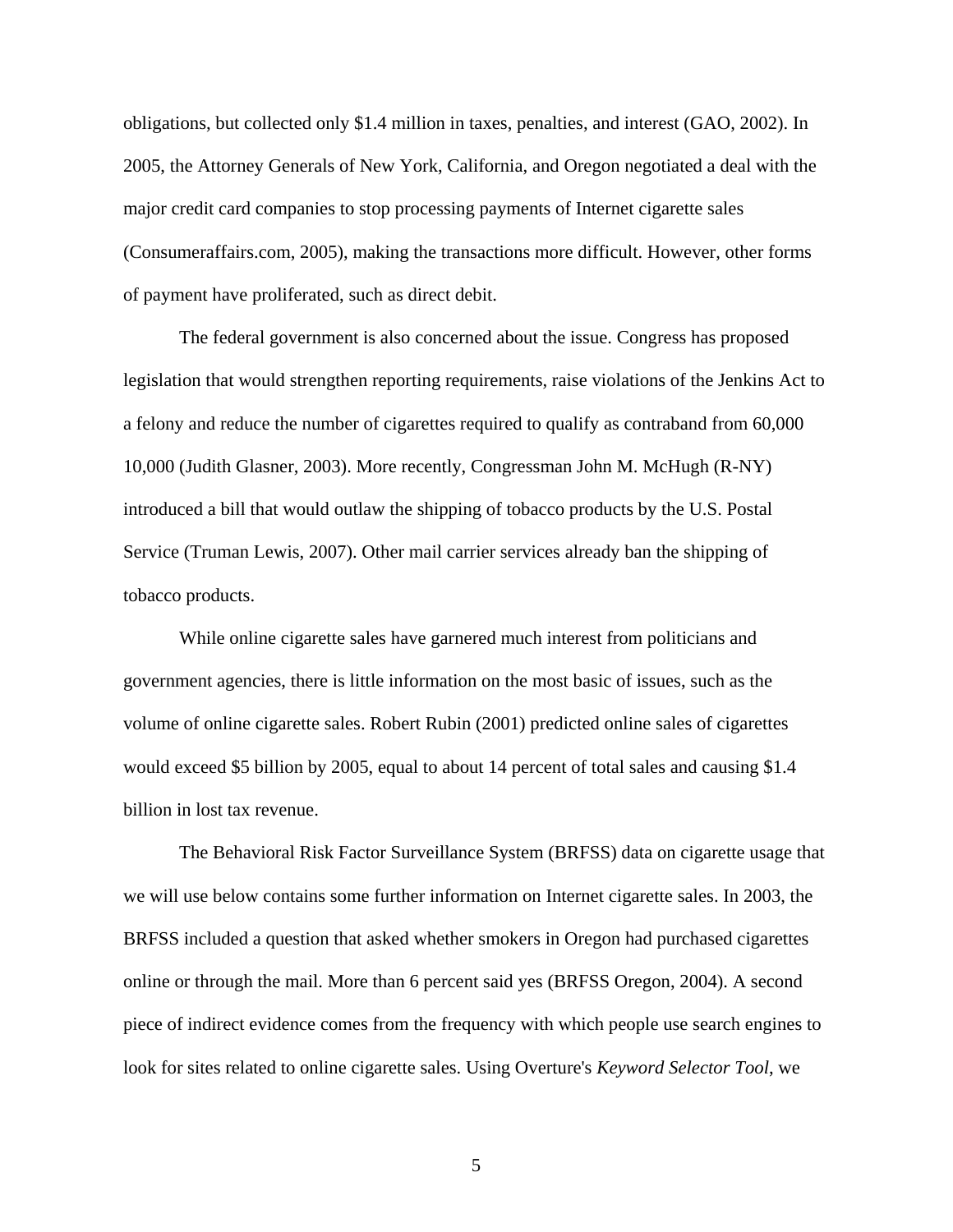obligations, but collected only $1.4 million in taxes, penalties, and interest (GAO, 2002). In 2005, the Attorney Generals of New York, California, and Oregon negotiated a deal with the major credit card companies to stop processing payments of Internet cigarette sales (Consumeraffairs.com, 2005), making the transactions more difficult. However, other forms of payment have proliferated, such as direct debit.

The federal government is also concerned about the issue. Congress has proposed legislation that would strengthen reporting requirements, raise violations of the Jenkins Act to a felony and reduce the number of cigarettes required to qualify as contraband from 60,000 10,000 (Judith Glasner, 2003). More recently, Congressman John M. McHugh (R-NY) introduced a bill that would outlaw the shipping of tobacco products by the U.S. Postal Service (Truman Lewis, 2007). Other mail carrier services already ban the shipping of tobacco products.

While online cigarette sales have garnered much interest from politicians and government agencies, there is little information on the most basic of issues, such as the volume of online cigarette sales. Robert Rubin (2001) predicted online sales of cigarettes would exceed $5 billion by 2005, equal to about 14 percent of total sales and causing $1.4 billion in lost tax revenue.

The Behavioral Risk Factor Surveillance System (BRFSS) data on cigarette usage that we will use below contains some further information on Internet cigarette sales. In 2003, the BRFSS included a question that asked whether smokers in Oregon had purchased cigarettes online or through the mail. More than 6 percent said yes (BRFSS Oregon, 2004). A second piece of indirect evidence comes from the frequency with which people use search engines to look for sites related to online cigarette sales. Using Overture's *Keyword Selector Tool*, we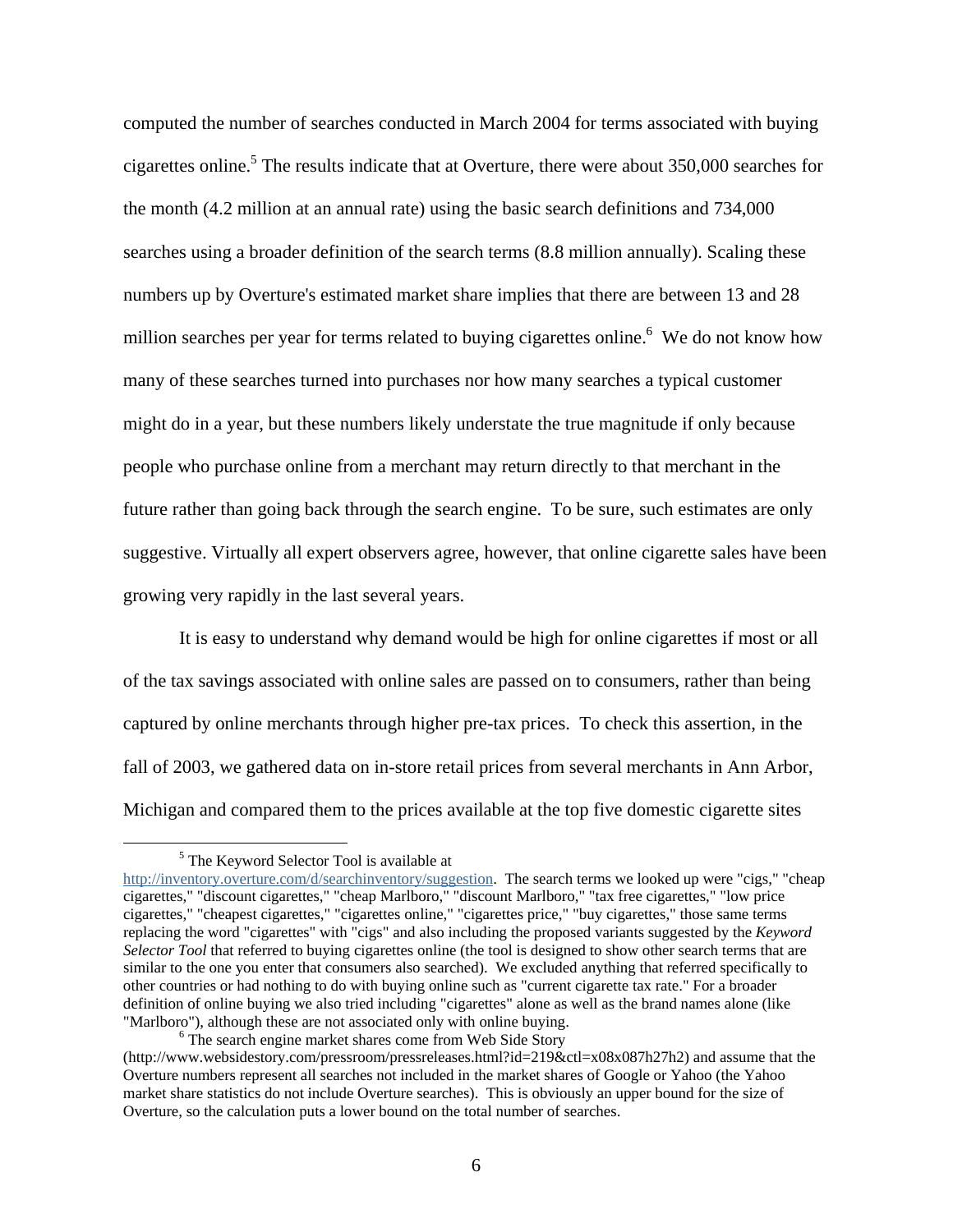computed the number of searches conducted in March 2004 for terms associated with buying cigarettes online.[5] The results indicate that at Overture, there were about 350,000 searches for the month (4.2 million at an annual rate) using the basic search definitions and 734,000 searches using a broader definition of the search terms (8.8 million annually). Scaling these numbers up by Overture's estimated market share implies that there are between 13 and 28 million searches per year for terms related to buying cigarettes online.[6] We do not know how many of these searches turned into purchases nor how many searches a typical customer might do in a year, but these numbers likely understate the true magnitude if only because people who purchase online from a merchant may return directly to that merchant in the future rather than going back through the search engine. To be sure, such estimates are only suggestive. Virtually all expert observers agree, however, that online cigarette sales have been growing very rapidly in the last several years.

It is easy to understand why demand would be high for online cigarettes if most or all of the tax savings associated with online sales are passed on to consumers, rather than being captured by online merchants through higher pre-tax prices. To check this assertion, in the fall of 2003, we gathered data on in-store retail prices from several merchants in Ann Arbor, Michigan and compared them to the prices available at the top five domestic cigarette sites

---

[5] The Keyword Selector Tool is available at http://inventory.overture.com/d/searchinventory/suggestion. The search terms we looked up were "cigs," "cheap cigarettes," "discount cigarettes," "cheap Marlboro," "discount Marlboro," "tax free cigarettes," "low price cigarettes," "cheapest cigarettes," "cigarettes online," "cigarettes price," "buy cigarettes," those same terms replacing the word "cigarettes" with "cigs" and also including the proposed variants suggested by the *Keyword Selector Tool* that referred to buying cigarettes online (the tool is designed to show other search terms that are similar to the one you enter that consumers also searched). We excluded anything that referred specifically to other countries or had nothing to do with buying online such as "current cigarette tax rate." For a broader definition of online buying we also tried including "cigarettes" alone as well as the brand names alone (like "Marlboro"), although these are not associated only with online buying.

[6] The search engine market shares come from Web Side Story (http://www.websidestory.com/pressroom/pressreleases.html?id=219&ctl=x08x087h27h2) and assume that the Overture numbers represent all searches not included in the market shares of Google or Yahoo (the Yahoo market share statistics do not include Overture searches). This is obviously an upper bound for the size of Overture, so the calculation puts a lower bound on the total number of searches.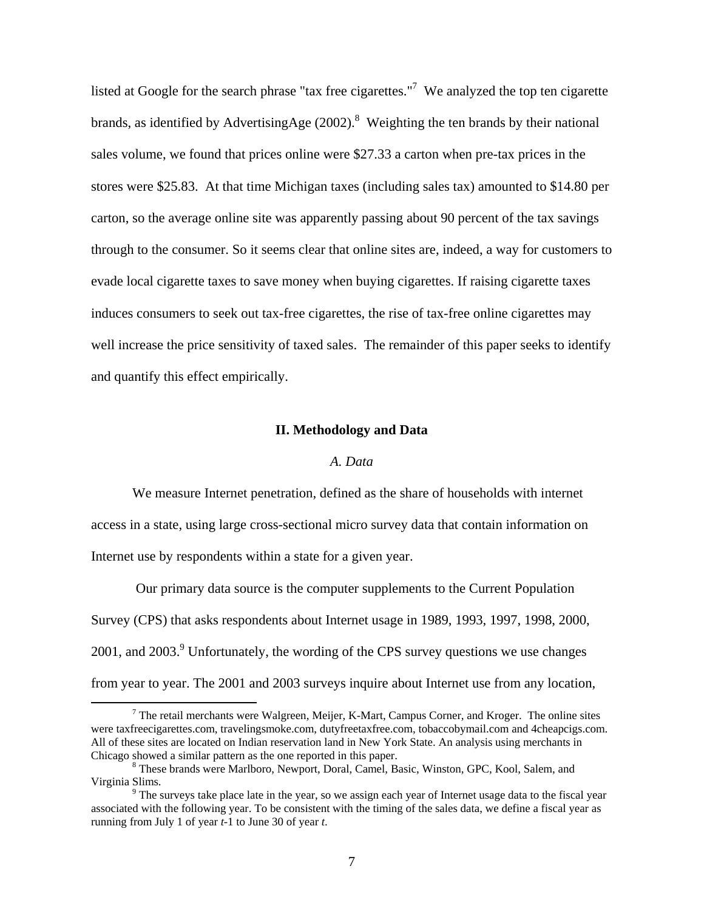listed at Google for the search phrase "tax free cigarettes."[7] We analyzed the top ten cigarette brands, as identified by AdvertisingAge (2002).[8] Weighting the ten brands by their national sales volume, we found that prices online were $27.33 a carton when pre-tax prices in the stores were $25.83. At that time Michigan taxes (including sales tax) amounted to $14.80 per carton, so the average online site was apparently passing about 90 percent of the tax savings through to the consumer. So it seems clear that online sites are, indeed, a way for customers to evade local cigarette taxes to save money when buying cigarettes. If raising cigarette taxes induces consumers to seek out tax-free cigarettes, the rise of tax-free online cigarettes may well increase the price sensitivity of taxed sales. The remainder of this paper seeks to identify and quantify this effect empirically.

## II. Methodology and Data

### *A. Data*

We measure Internet penetration, defined as the share of households with internet access in a state, using large cross-sectional micro survey data that contain information on Internet use by respondents within a state for a given year.

Our primary data source is the computer supplements to the Current Population Survey (CPS) that asks respondents about Internet usage in 1989, 1993, 1997, 1998, 2000, 2001, and 2003.[9] Unfortunately, the wording of the CPS survey questions we use changes from year to year. The 2001 and 2003 surveys inquire about Internet use from any location,

---

[7] The retail merchants were Walgreen, Meijer, K-Mart, Campus Corner, and Kroger. The online sites were taxfreecigarettes.com, travelingsmoke.com, dutyfreetaxfree.com, tobaccobymail.com and 4cheapcigs.com. All of these sites are located on Indian reservation land in New York State. An analysis using merchants in Chicago showed a similar pattern as the one reported in this paper.

[8] These brands were Marlboro, Newport, Doral, Camel, Basic, Winston, GPC, Kool, Salem, and Virginia Slims.

[9] The surveys take place late in the year, so we assign each year of Internet usage data to the fiscal year associated with the following year. To be consistent with the timing of the sales data, we define a fiscal year as running from July 1 of year *t*-1 to June 30 of year *t*.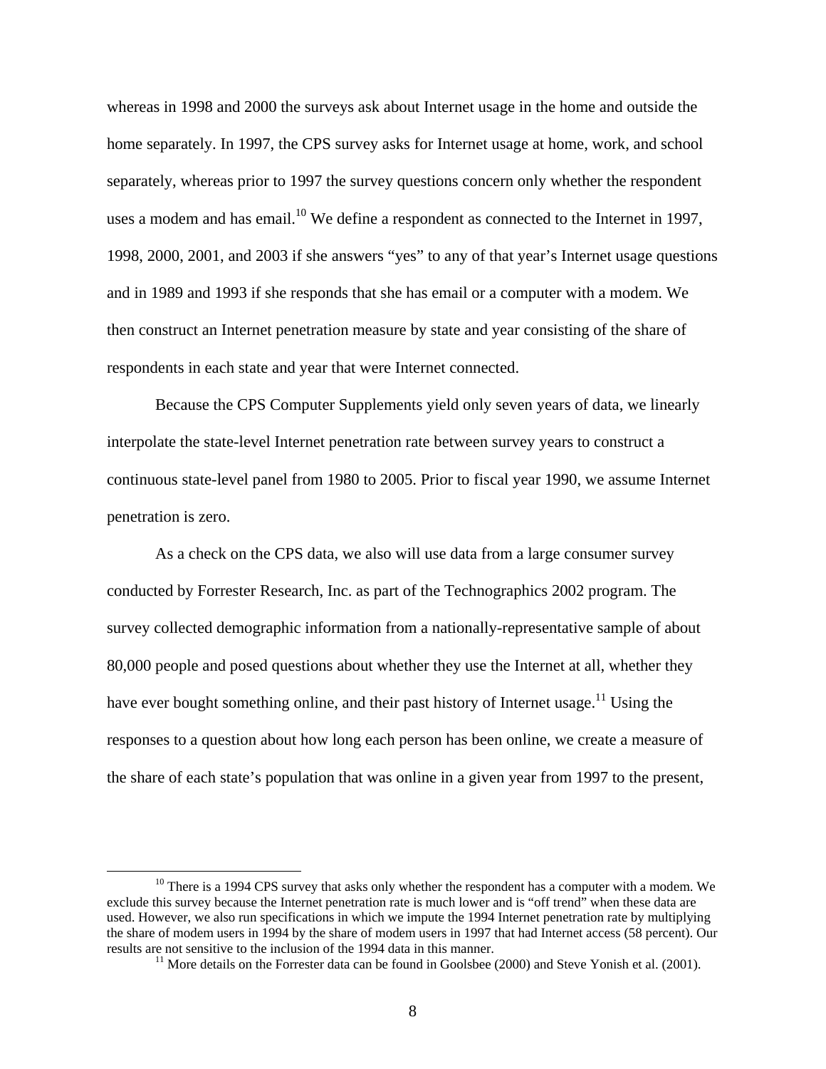whereas in 1998 and 2000 the surveys ask about Internet usage in the home and outside the home separately. In 1997, the CPS survey asks for Internet usage at home, work, and school separately, whereas prior to 1997 the survey questions concern only whether the respondent uses a modem and has email.[10] We define a respondent as connected to the Internet in 1997, 1998, 2000, 2001, and 2003 if she answers "yes" to any of that year's Internet usage questions and in 1989 and 1993 if she responds that she has email or a computer with a modem. We then construct an Internet penetration measure by state and year consisting of the share of respondents in each state and year that were Internet connected.

Because the CPS Computer Supplements yield only seven years of data, we linearly interpolate the state-level Internet penetration rate between survey years to construct a continuous state-level panel from 1980 to 2005. Prior to fiscal year 1990, we assume Internet penetration is zero.

As a check on the CPS data, we also will use data from a large consumer survey conducted by Forrester Research, Inc. as part of the Technographics 2002 program. The survey collected demographic information from a nationally-representative sample of about 80,000 people and posed questions about whether they use the Internet at all, whether they have ever bought something online, and their past history of Internet usage.[11] Using the responses to a question about how long each person has been online, we create a measure of the share of each state's population that was online in a given year from 1997 to the present,

[10] There is a 1994 CPS survey that asks only whether the respondent has a computer with a modem. We exclude this survey because the Internet penetration rate is much lower and is "off trend" when these data are used. However, we also run specifications in which we impute the 1994 Internet penetration rate by multiplying the share of modem users in 1994 by the share of modem users in 1997 that had Internet access (58 percent). Our results are not sensitive to the inclusion of the 1994 data in this manner.

[11] More details on the Forrester data can be found in Goolsbee (2000) and Steve Yonish et al. (2001).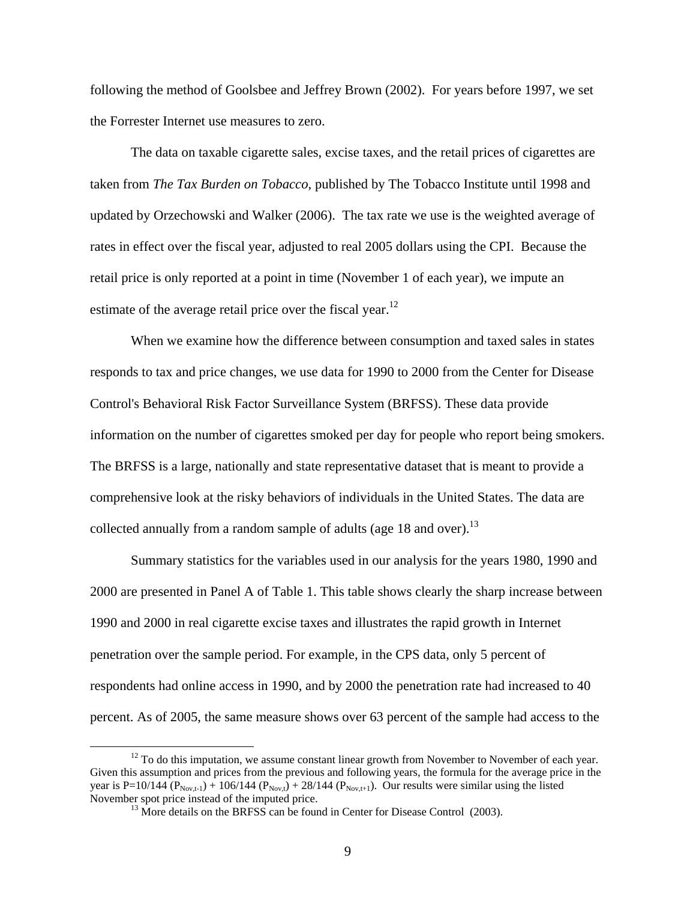following the method of Goolsbee and Jeffrey Brown (2002). For years before 1997, we set the Forrester Internet use measures to zero.

The data on taxable cigarette sales, excise taxes, and the retail prices of cigarettes are taken from *The Tax Burden on Tobacco*, published by The Tobacco Institute until 1998 and updated by Orzechowski and Walker (2006). The tax rate we use is the weighted average of rates in effect over the fiscal year, adjusted to real 2005 dollars using the CPI. Because the retail price is only reported at a point in time (November 1 of each year), we impute an estimate of the average retail price over the fiscal year.[12]

When we examine how the difference between consumption and taxed sales in states responds to tax and price changes, we use data for 1990 to 2000 from the Center for Disease Control's Behavioral Risk Factor Surveillance System (BRFSS). These data provide information on the number of cigarettes smoked per day for people who report being smokers. The BRFSS is a large, nationally and state representative dataset that is meant to provide a comprehensive look at the risky behaviors of individuals in the United States. The data are collected annually from a random sample of adults (age 18 and over).[13]

Summary statistics for the variables used in our analysis for the years 1980, 1990 and 2000 are presented in Panel A of Table 1. This table shows clearly the sharp increase between 1990 and 2000 in real cigarette excise taxes and illustrates the rapid growth in Internet penetration over the sample period. For example, in the CPS data, only 5 percent of respondents had online access in 1990, and by 2000 the penetration rate had increased to 40 percent. As of 2005, the same measure shows over 63 percent of the sample had access to the

---

[12] To do this imputation, we assume constant linear growth from November to November of each year. Given this assumption and prices from the previous and following years, the formula for the average price in the year is $P=10/144\,(P_{Nov,t-1}) + 106/144\,(P_{Nov,t}) + 28/144\,(P_{Nov,t+1})$. Our results were similar using the listed November spot price instead of the imputed price.

[13] More details on the BRFSS can be found in Center for Disease Control (2003).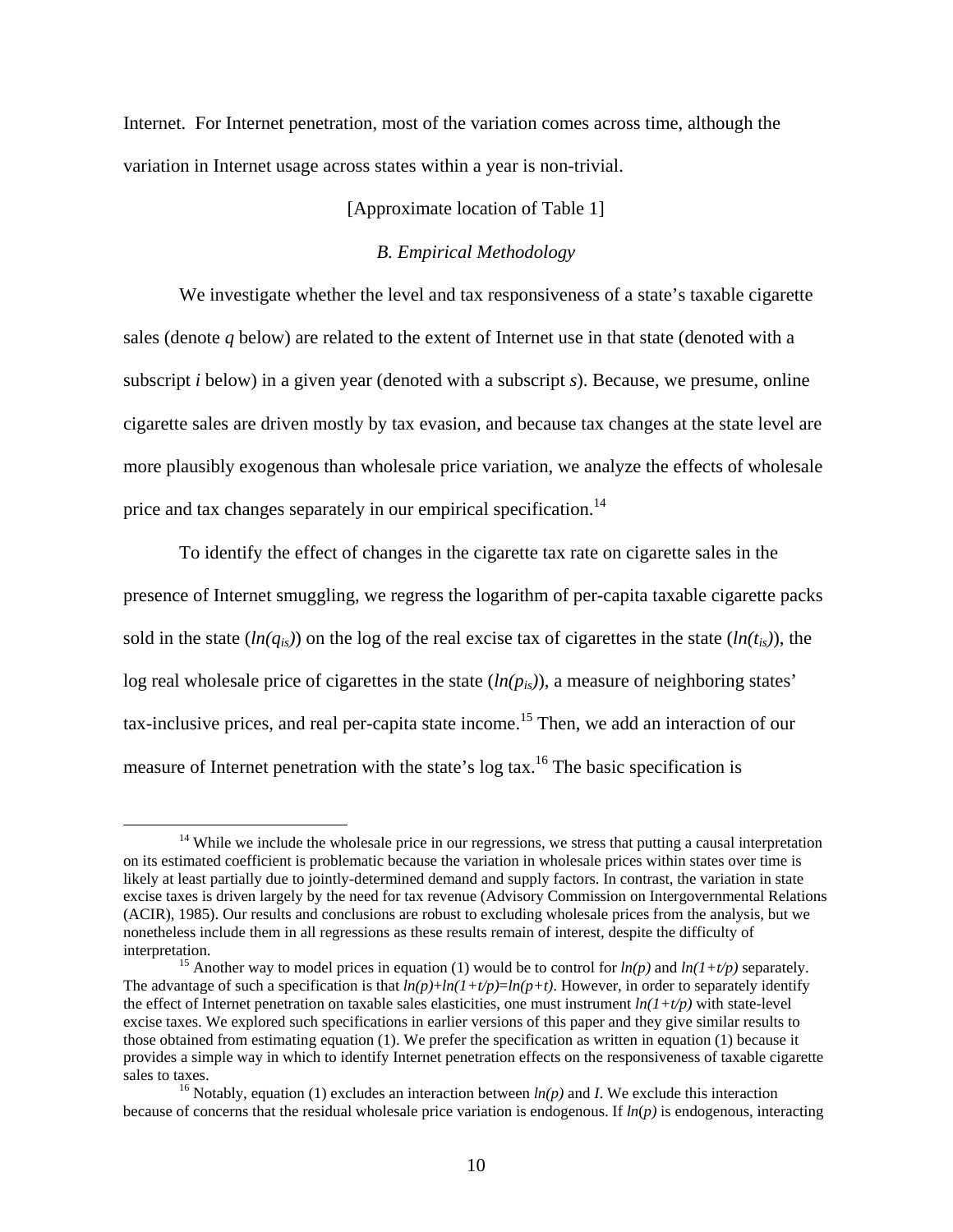Internet. For Internet penetration, most of the variation comes across time, although the variation in Internet usage across states within a year is non-trivial.

[Approximate location of Table 1]

### *B. Empirical Methodology*

We investigate whether the level and tax responsiveness of a state's taxable cigarette sales (denote $q$ below) are related to the extent of Internet use in that state (denoted with a subscript $i$ below) in a given year (denoted with a subscript $s$). Because, we presume, online cigarette sales are driven mostly by tax evasion, and because tax changes at the state level are more plausibly exogenous than wholesale price variation, we analyze the effects of wholesale price and tax changes separately in our empirical specification.[14]

To identify the effect of changes in the cigarette tax rate on cigarette sales in the presence of Internet smuggling, we regress the logarithm of per-capita taxable cigarette packs sold in the state ($ln(q_{is})$) on the log of the real excise tax of cigarettes in the state ($ln(t_{is})$), the log real wholesale price of cigarettes in the state ($ln(p_{is})$), a measure of neighboring states' tax-inclusive prices, and real per-capita state income.[15] Then, we add an interaction of our measure of Internet penetration with the state's log tax.[16] The basic specification is

---

[14] While we include the wholesale price in our regressions, we stress that putting a causal interpretation on its estimated coefficient is problematic because the variation in wholesale prices within states over time is likely at least partially due to jointly-determined demand and supply factors. In contrast, the variation in state excise taxes is driven largely by the need for tax revenue (Advisory Commission on Intergovernmental Relations (ACIR), 1985). Our results and conclusions are robust to excluding wholesale prices from the analysis, but we nonetheless include them in all regressions as these results remain of interest, despite the difficulty of interpretation.

[15] Another way to model prices in equation (1) would be to control for $ln(p)$ and $ln(1+t/p)$ separately. The advantage of such a specification is that $ln(p)+ln(1+t/p)=ln(p+t)$. However, in order to separately identify the effect of Internet penetration on taxable sales elasticities, one must instrument $ln(1+t/p)$ with state-level excise taxes. We explored such specifications in earlier versions of this paper and they give similar results to those obtained from estimating equation (1). We prefer the specification as written in equation (1) because it provides a simple way in which to identify Internet penetration effects on the responsiveness of taxable cigarette sales to taxes.

[16] Notably, equation (1) excludes an interaction between $ln(p)$ and $I$. We exclude this interaction because of concerns that the residual wholesale price variation is endogenous. If $ln(p)$ is endogenous, interacting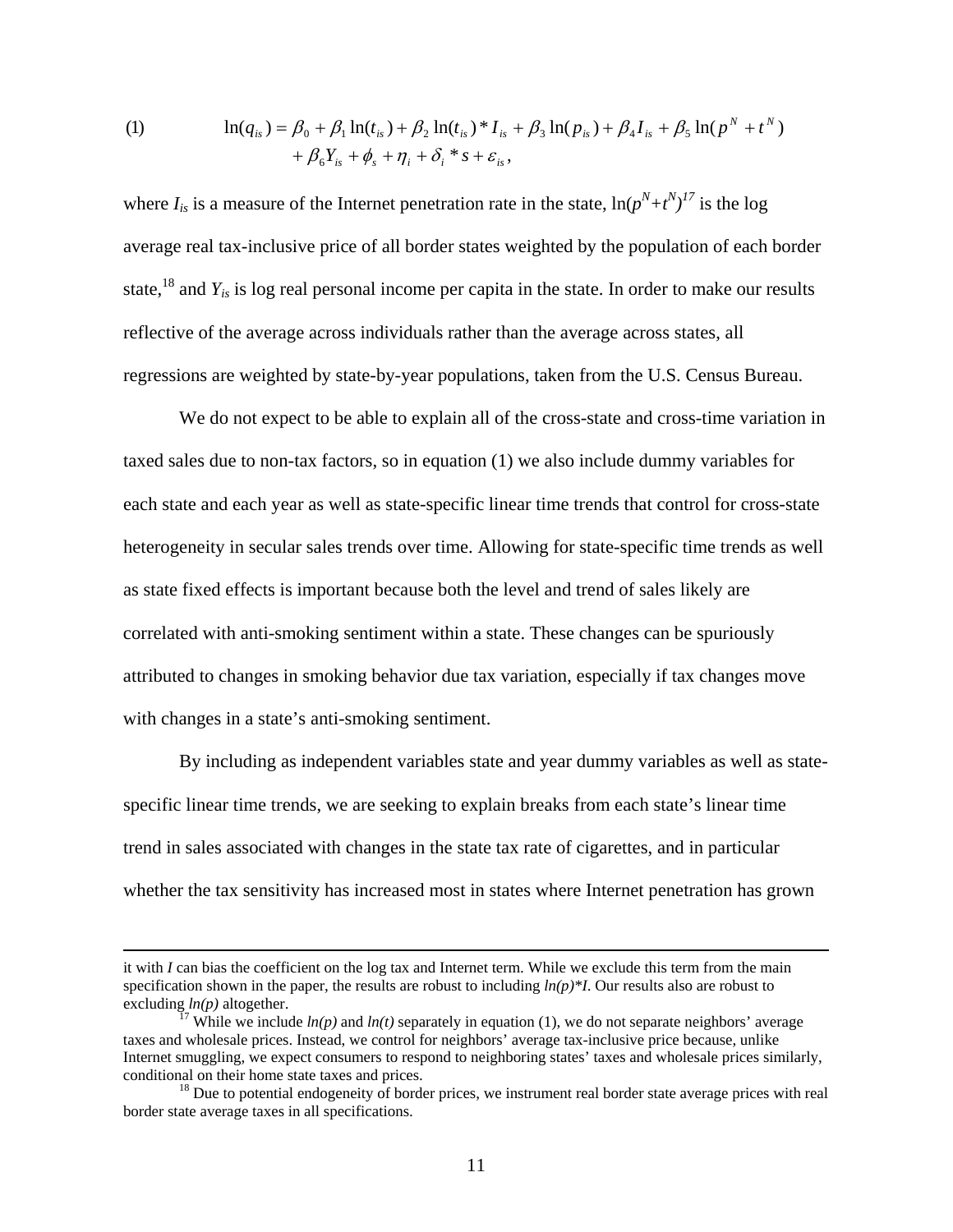$$\ln(q_{is}) = \beta_0 + \beta_1 \ln(t_{is}) + \beta_2 \ln(t_{is}) * I_{is} + \beta_3 \ln(p_{is}) + \beta_4 I_{is} + \beta_5 \ln(p^N + t^N) + \beta_6 Y_{is} + \phi_s + \eta_i + \delta_i * s + \varepsilon_{is}, \quad (1)$$

where $I_{is}$ is a measure of the Internet penetration rate in the state, $\ln(p^N+t^N)$[17] is the log average real tax-inclusive price of all border states weighted by the population of each border state,[18] and $Y_{is}$ is log real personal income per capita in the state. In order to make our results reflective of the average across individuals rather than the average across states, all regressions are weighted by state-by-year populations, taken from the U.S. Census Bureau.

We do not expect to be able to explain all of the cross-state and cross-time variation in taxed sales due to non-tax factors, so in equation (1) we also include dummy variables for each state and each year as well as state-specific linear time trends that control for cross-state heterogeneity in secular sales trends over time. Allowing for state-specific time trends as well as state fixed effects is important because both the level and trend of sales likely are correlated with anti-smoking sentiment within a state. These changes can be spuriously attributed to changes in smoking behavior due tax variation, especially if tax changes move with changes in a state's anti-smoking sentiment.

By including as independent variables state and year dummy variables as well as state-specific linear time trends, we are seeking to explain breaks from each state's linear time trend in sales associated with changes in the state tax rate of cigarettes, and in particular whether the tax sensitivity has increased most in states where Internet penetration has grown

---

it with *I* can bias the coefficient on the log tax and Internet term. While we exclude this term from the main specification shown in the paper, the results are robust to including *ln(p)\*I*. Our results also are robust to excluding *ln(p)* altogether.

[17] While we include *ln(p)* and *ln(t)* separately in equation (1), we do not separate neighbors' average taxes and wholesale prices. Instead, we control for neighbors' average tax-inclusive price because, unlike Internet smuggling, we expect consumers to respond to neighboring states' taxes and wholesale prices similarly, conditional on their home state taxes and prices.

[18] Due to potential endogeneity of border prices, we instrument real border state average prices with real border state average taxes in all specifications.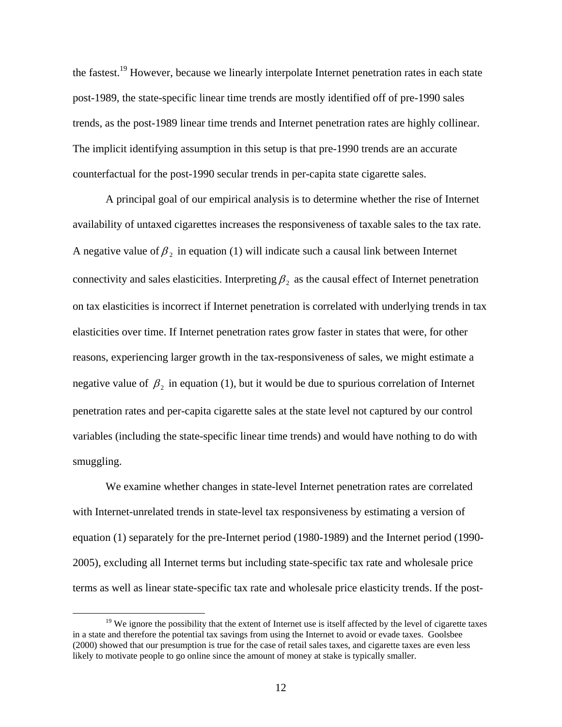the fastest.[19] However, because we linearly interpolate Internet penetration rates in each state post-1989, the state-specific linear time trends are mostly identified off of pre-1990 sales trends, as the post-1989 linear time trends and Internet penetration rates are highly collinear. The implicit identifying assumption in this setup is that pre-1990 trends are an accurate counterfactual for the post-1990 secular trends in per-capita state cigarette sales.

A principal goal of our empirical analysis is to determine whether the rise of Internet availability of untaxed cigarettes increases the responsiveness of taxable sales to the tax rate. A negative value of $\beta_2$ in equation (1) will indicate such a causal link between Internet connectivity and sales elasticities. Interpreting $\beta_2$ as the causal effect of Internet penetration on tax elasticities is incorrect if Internet penetration is correlated with underlying trends in tax elasticities over time. If Internet penetration rates grow faster in states that were, for other reasons, experiencing larger growth in the tax-responsiveness of sales, we might estimate a negative value of $\beta_2$ in equation (1), but it would be due to spurious correlation of Internet penetration rates and per-capita cigarette sales at the state level not captured by our control variables (including the state-specific linear time trends) and would have nothing to do with smuggling.

We examine whether changes in state-level Internet penetration rates are correlated with Internet-unrelated trends in state-level tax responsiveness by estimating a version of equation (1) separately for the pre-Internet period (1980-1989) and the Internet period (1990-2005), excluding all Internet terms but including state-specific tax rate and wholesale price terms as well as linear state-specific tax rate and wholesale price elasticity trends. If the post-

[19] We ignore the possibility that the extent of Internet use is itself affected by the level of cigarette taxes in a state and therefore the potential tax savings from using the Internet to avoid or evade taxes. Goolsbee (2000) showed that our presumption is true for the case of retail sales taxes, and cigarette taxes are even less likely to motivate people to go online since the amount of money at stake is typically smaller.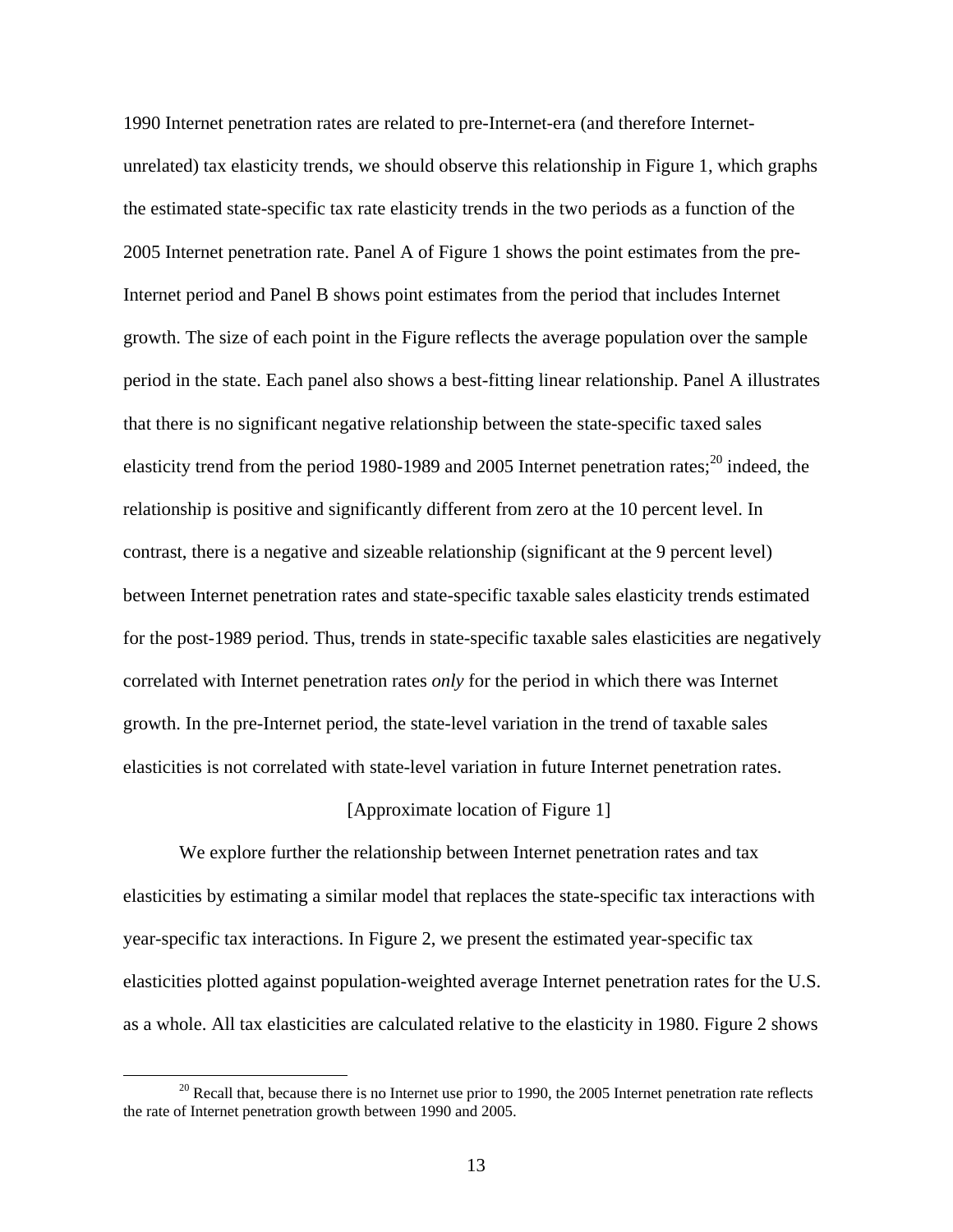1990 Internet penetration rates are related to pre-Internet-era (and therefore Internet-unrelated) tax elasticity trends, we should observe this relationship in Figure 1, which graphs the estimated state-specific tax rate elasticity trends in the two periods as a function of the 2005 Internet penetration rate. Panel A of Figure 1 shows the point estimates from the pre-Internet period and Panel B shows point estimates from the period that includes Internet growth. The size of each point in the Figure reflects the average population over the sample period in the state. Each panel also shows a best-fitting linear relationship. Panel A illustrates that there is no significant negative relationship between the state-specific taxed sales elasticity trend from the period 1980-1989 and 2005 Internet penetration rates;[20] indeed, the relationship is positive and significantly different from zero at the 10 percent level. In contrast, there is a negative and sizeable relationship (significant at the 9 percent level) between Internet penetration rates and state-specific taxable sales elasticity trends estimated for the post-1989 period. Thus, trends in state-specific taxable sales elasticities are negatively correlated with Internet penetration rates *only* for the period in which there was Internet growth. In the pre-Internet period, the state-level variation in the trend of taxable sales elasticities is not correlated with state-level variation in future Internet penetration rates.

[Approximate location of Figure 1]

We explore further the relationship between Internet penetration rates and tax elasticities by estimating a similar model that replaces the state-specific tax interactions with year-specific tax interactions. In Figure 2, we present the estimated year-specific tax elasticities plotted against population-weighted average Internet penetration rates for the U.S. as a whole. All tax elasticities are calculated relative to the elasticity in 1980. Figure 2 shows

[20] Recall that, because there is no Internet use prior to 1990, the 2005 Internet penetration rate reflects the rate of Internet penetration growth between 1990 and 2005.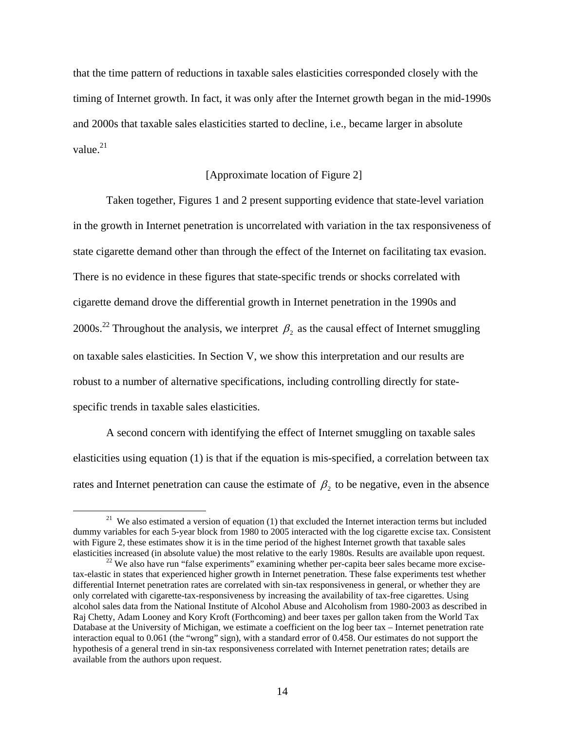that the time pattern of reductions in taxable sales elasticities corresponded closely with the timing of Internet growth. In fact, it was only after the Internet growth began in the mid-1990s and 2000s that taxable sales elasticities started to decline, i.e., became larger in absolute value.[21]

[Approximate location of Figure 2]

Taken together, Figures 1 and 2 present supporting evidence that state-level variation in the growth in Internet penetration is uncorrelated with variation in the tax responsiveness of state cigarette demand other than through the effect of the Internet on facilitating tax evasion. There is no evidence in these figures that state-specific trends or shocks correlated with cigarette demand drove the differential growth in Internet penetration in the 1990s and 2000s.[22] Throughout the analysis, we interpret $\beta_2$ as the causal effect of Internet smuggling on taxable sales elasticities. In Section V, we show this interpretation and our results are robust to a number of alternative specifications, including controlling directly for state-specific trends in taxable sales elasticities.

A second concern with identifying the effect of Internet smuggling on taxable sales elasticities using equation (1) is that if the equation is mis-specified, a correlation between tax rates and Internet penetration can cause the estimate of $\beta_2$ to be negative, even in the absence

[21] We also estimated a version of equation (1) that excluded the Internet interaction terms but included dummy variables for each 5-year block from 1980 to 2005 interacted with the log cigarette excise tax. Consistent with Figure 2, these estimates show it is in the time period of the highest Internet growth that taxable sales elasticities increased (in absolute value) the most relative to the early 1980s. Results are available upon request.

[22] We also have run "false experiments" examining whether per-capita beer sales became more excise-tax-elastic in states that experienced higher growth in Internet penetration. These false experiments test whether differential Internet penetration rates are correlated with sin-tax responsiveness in general, or whether they are only correlated with cigarette-tax-responsiveness by increasing the availability of tax-free cigarettes. Using alcohol sales data from the National Institute of Alcohol Abuse and Alcoholism from 1980-2003 as described in Raj Chetty, Adam Looney and Kory Kroft (Forthcoming) and beer taxes per gallon taken from the World Tax Database at the University of Michigan, we estimate a coefficient on the log beer tax – Internet penetration rate interaction equal to 0.061 (the "wrong" sign), with a standard error of 0.458. Our estimates do not support the hypothesis of a general trend in sin-tax responsiveness correlated with Internet penetration rates; details are available from the authors upon request.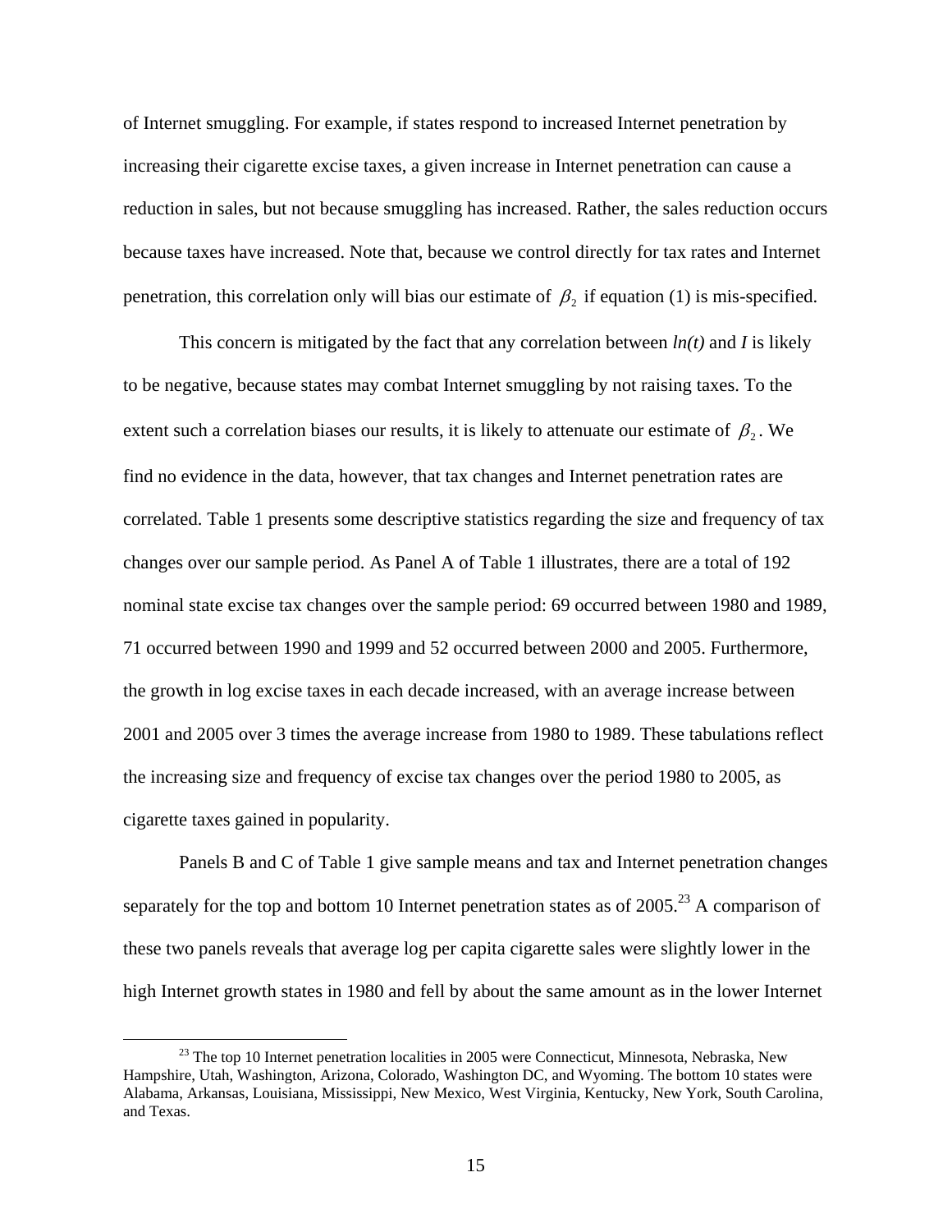of Internet smuggling. For example, if states respond to increased Internet penetration by increasing their cigarette excise taxes, a given increase in Internet penetration can cause a reduction in sales, but not because smuggling has increased. Rather, the sales reduction occurs because taxes have increased. Note that, because we control directly for tax rates and Internet penetration, this correlation only will bias our estimate of $\beta_2$ if equation (1) is mis-specified.

This concern is mitigated by the fact that any correlation between *ln(t)* and *I* is likely to be negative, because states may combat Internet smuggling by not raising taxes. To the extent such a correlation biases our results, it is likely to attenuate our estimate of $\beta_2$. We find no evidence in the data, however, that tax changes and Internet penetration rates are correlated. Table 1 presents some descriptive statistics regarding the size and frequency of tax changes over our sample period. As Panel A of Table 1 illustrates, there are a total of 192 nominal state excise tax changes over the sample period: 69 occurred between 1980 and 1989, 71 occurred between 1990 and 1999 and 52 occurred between 2000 and 2005. Furthermore, the growth in log excise taxes in each decade increased, with an average increase between 2001 and 2005 over 3 times the average increase from 1980 to 1989. These tabulations reflect the increasing size and frequency of excise tax changes over the period 1980 to 2005, as cigarette taxes gained in popularity.

Panels B and C of Table 1 give sample means and tax and Internet penetration changes separately for the top and bottom 10 Internet penetration states as of 2005.[23] A comparison of these two panels reveals that average log per capita cigarette sales were slightly lower in the high Internet growth states in 1980 and fell by about the same amount as in the lower Internet

[23] The top 10 Internet penetration localities in 2005 were Connecticut, Minnesota, Nebraska, New Hampshire, Utah, Washington, Arizona, Colorado, Washington DC, and Wyoming. The bottom 10 states were Alabama, Arkansas, Louisiana, Mississippi, New Mexico, West Virginia, Kentucky, New York, South Carolina, and Texas.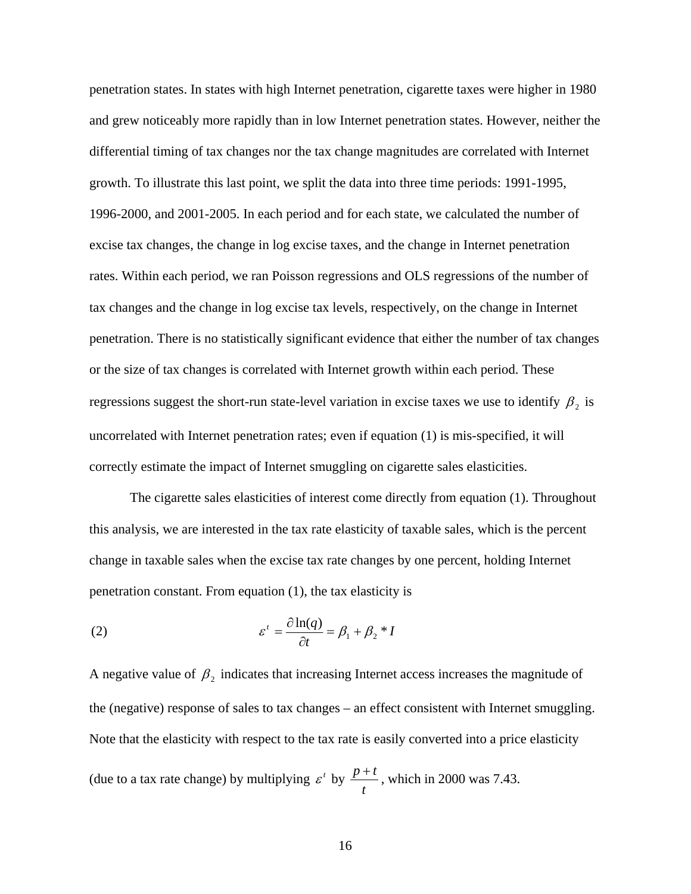penetration states. In states with high Internet penetration, cigarette taxes were higher in 1980 and grew noticeably more rapidly than in low Internet penetration states. However, neither the differential timing of tax changes nor the tax change magnitudes are correlated with Internet growth. To illustrate this last point, we split the data into three time periods: 1991-1995, 1996-2000, and 2001-2005. In each period and for each state, we calculated the number of excise tax changes, the change in log excise taxes, and the change in Internet penetration rates. Within each period, we ran Poisson regressions and OLS regressions of the number of tax changes and the change in log excise tax levels, respectively, on the change in Internet penetration. There is no statistically significant evidence that either the number of tax changes or the size of tax changes is correlated with Internet growth within each period. These regressions suggest the short-run state-level variation in excise taxes we use to identify $\beta_2$ is uncorrelated with Internet penetration rates; even if equation (1) is mis-specified, it will correctly estimate the impact of Internet smuggling on cigarette sales elasticities.

The cigarette sales elasticities of interest come directly from equation (1). Throughout this analysis, we are interested in the tax rate elasticity of taxable sales, which is the percent change in taxable sales when the excise tax rate changes by one percent, holding Internet penetration constant. From equation (1), the tax elasticity is

$$\varepsilon^t = \frac{\partial \ln(q)}{\partial t} = \beta_1 + \beta_2 * I \tag{2}$$

A negative value of $\beta_2$ indicates that increasing Internet access increases the magnitude of the (negative) response of sales to tax changes – an effect consistent with Internet smuggling. Note that the elasticity with respect to the tax rate is easily converted into a price elasticity (due to a tax rate change) by multiplying $\varepsilon^t$ by $\frac{p+t}{t}$, which in 2000 was 7.43.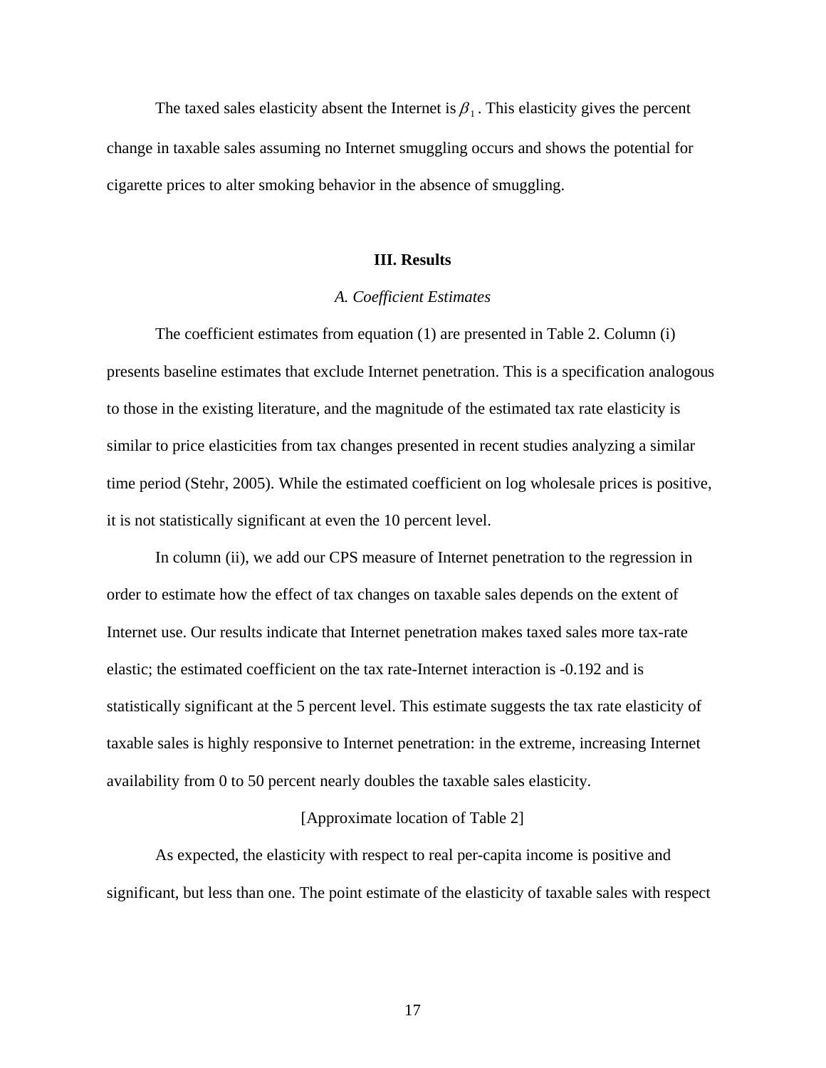The taxed sales elasticity absent the Internet is $\beta_1$. This elasticity gives the percent change in taxable sales assuming no Internet smuggling occurs and shows the potential for cigarette prices to alter smoking behavior in the absence of smuggling.

## III. Results

### *A. Coefficient Estimates*

The coefficient estimates from equation (1) are presented in Table 2. Column (i) presents baseline estimates that exclude Internet penetration. This is a specification analogous to those in the existing literature, and the magnitude of the estimated tax rate elasticity is similar to price elasticities from tax changes presented in recent studies analyzing a similar time period (Stehr, 2005). While the estimated coefficient on log wholesale prices is positive, it is not statistically significant at even the 10 percent level.

In column (ii), we add our CPS measure of Internet penetration to the regression in order to estimate how the effect of tax changes on taxable sales depends on the extent of Internet use. Our results indicate that Internet penetration makes taxed sales more tax-rate elastic; the estimated coefficient on the tax rate-Internet interaction is -0.192 and is statistically significant at the 5 percent level. This estimate suggests the tax rate elasticity of taxable sales is highly responsive to Internet penetration: in the extreme, increasing Internet availability from 0 to 50 percent nearly doubles the taxable sales elasticity.

[Approximate location of Table 2]

As expected, the elasticity with respect to real per-capita income is positive and significant, but less than one. The point estimate of the elasticity of taxable sales with respect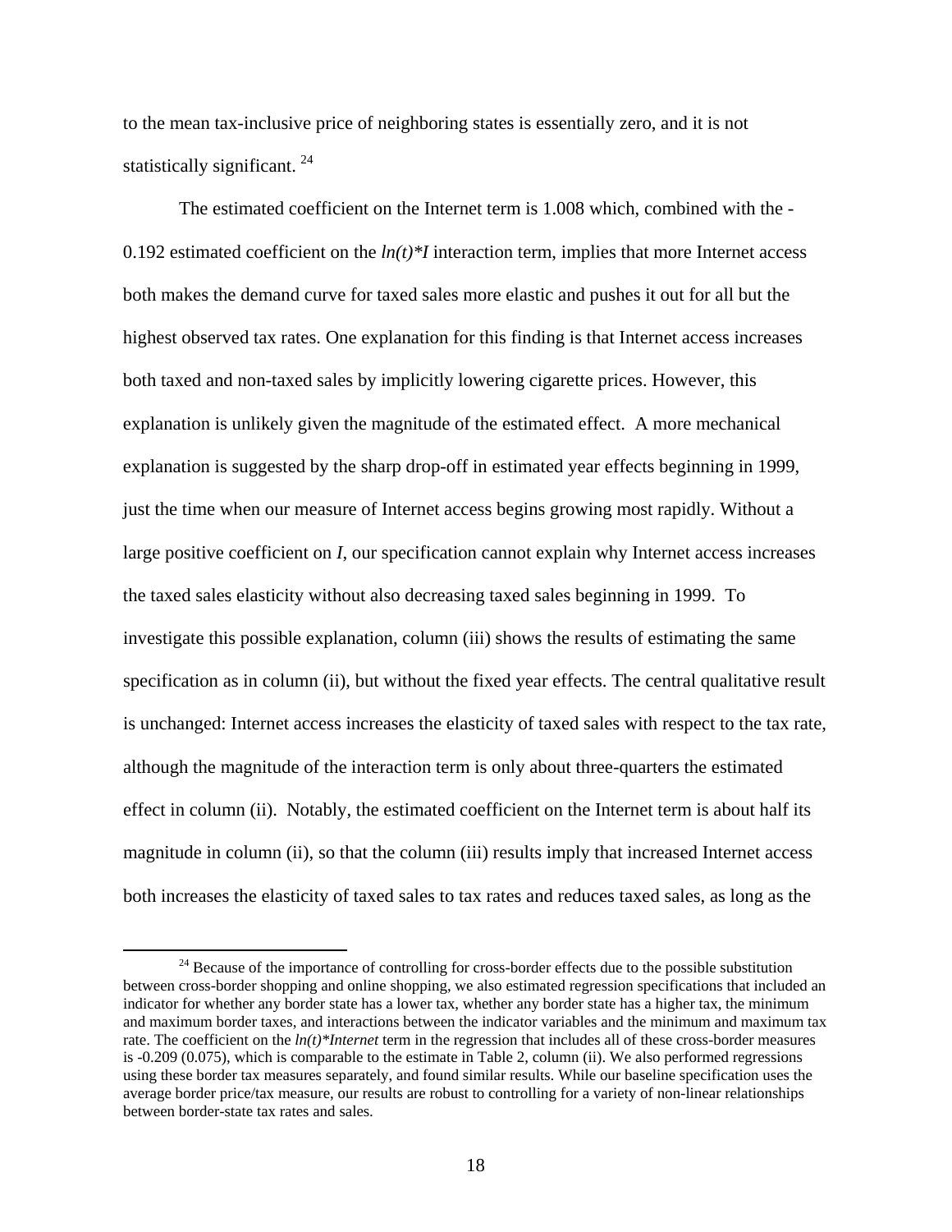to the mean tax-inclusive price of neighboring states is essentially zero, and it is not statistically significant. [24]

The estimated coefficient on the Internet term is 1.008 which, combined with the -0.192 estimated coefficient on the *ln(t)\*I* interaction term, implies that more Internet access both makes the demand curve for taxed sales more elastic and pushes it out for all but the highest observed tax rates. One explanation for this finding is that Internet access increases both taxed and non-taxed sales by implicitly lowering cigarette prices. However, this explanation is unlikely given the magnitude of the estimated effect. A more mechanical explanation is suggested by the sharp drop-off in estimated year effects beginning in 1999, just the time when our measure of Internet access begins growing most rapidly. Without a large positive coefficient on *I*, our specification cannot explain why Internet access increases the taxed sales elasticity without also decreasing taxed sales beginning in 1999. To investigate this possible explanation, column (iii) shows the results of estimating the same specification as in column (ii), but without the fixed year effects. The central qualitative result is unchanged: Internet access increases the elasticity of taxed sales with respect to the tax rate, although the magnitude of the interaction term is only about three-quarters the estimated effect in column (ii). Notably, the estimated coefficient on the Internet term is about half its magnitude in column (ii), so that the column (iii) results imply that increased Internet access both increases the elasticity of taxed sales to tax rates and reduces taxed sales, as long as the

[24] Because of the importance of controlling for cross-border effects due to the possible substitution between cross-border shopping and online shopping, we also estimated regression specifications that included an indicator for whether any border state has a lower tax, whether any border state has a higher tax, the minimum and maximum border taxes, and interactions between the indicator variables and the minimum and maximum tax rate. The coefficient on the *ln(t)\*Internet* term in the regression that includes all of these cross-border measures is -0.209 (0.075), which is comparable to the estimate in Table 2, column (ii). We also performed regressions using these border tax measures separately, and found similar results. While our baseline specification uses the average border price/tax measure, our results are robust to controlling for a variety of non-linear relationships between border-state tax rates and sales.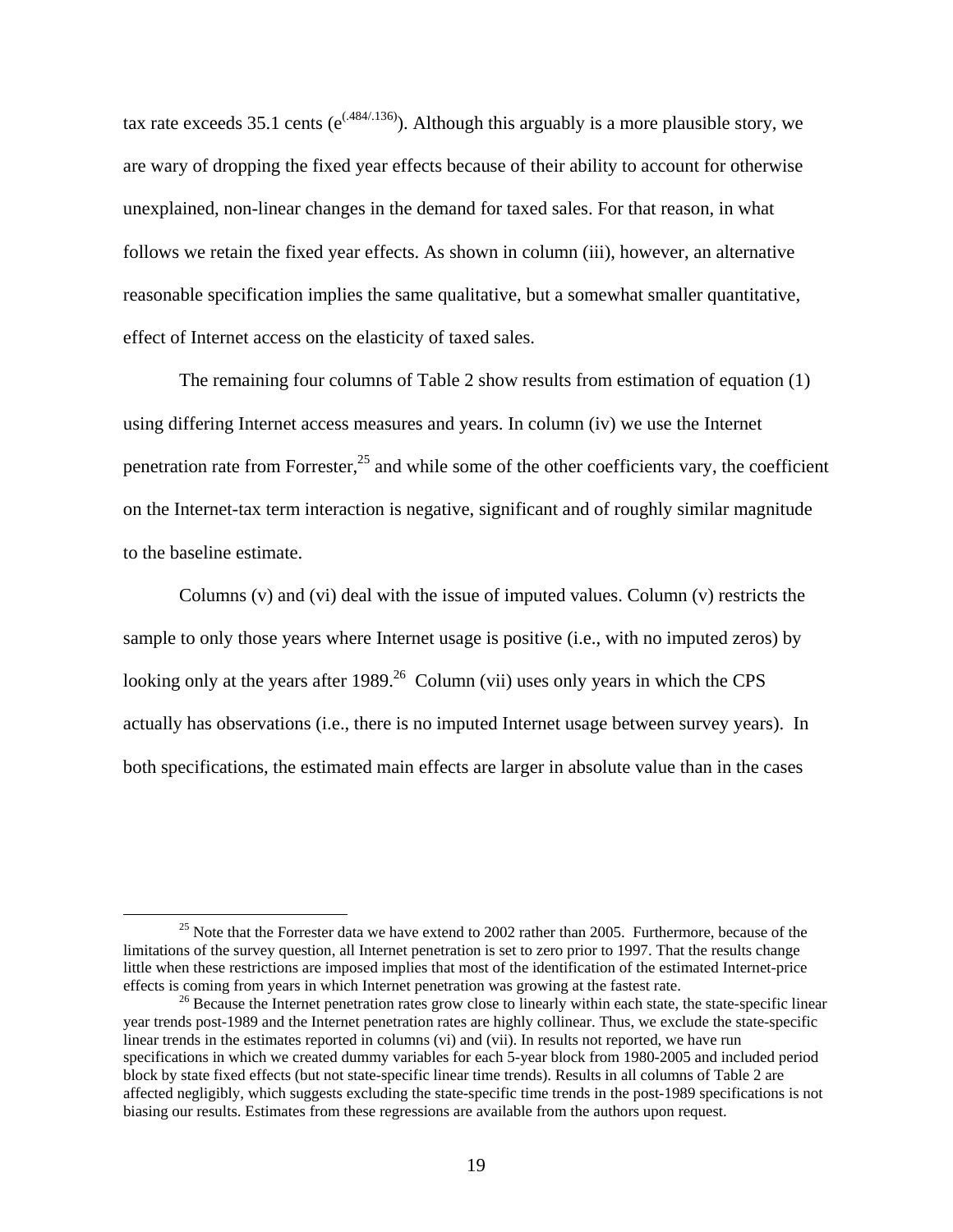tax rate exceeds 35.1 cents ($e^{(.484/.136)}$). Although this arguably is a more plausible story, we are wary of dropping the fixed year effects because of their ability to account for otherwise unexplained, non-linear changes in the demand for taxed sales. For that reason, in what follows we retain the fixed year effects. As shown in column (iii), however, an alternative reasonable specification implies the same qualitative, but a somewhat smaller quantitative, effect of Internet access on the elasticity of taxed sales.

The remaining four columns of Table 2 show results from estimation of equation (1) using differing Internet access measures and years. In column (iv) we use the Internet penetration rate from Forrester,[25] and while some of the other coefficients vary, the coefficient on the Internet-tax term interaction is negative, significant and of roughly similar magnitude to the baseline estimate.

Columns (v) and (vi) deal with the issue of imputed values. Column (v) restricts the sample to only those years where Internet usage is positive (i.e., with no imputed zeros) by looking only at the years after 1989.[26] Column (vii) uses only years in which the CPS actually has observations (i.e., there is no imputed Internet usage between survey years). In both specifications, the estimated main effects are larger in absolute value than in the cases

---

[25] Note that the Forrester data we have extend to 2002 rather than 2005. Furthermore, because of the limitations of the survey question, all Internet penetration is set to zero prior to 1997. That the results change little when these restrictions are imposed implies that most of the identification of the estimated Internet-price effects is coming from years in which Internet penetration was growing at the fastest rate.

[26] Because the Internet penetration rates grow close to linearly within each state, the state-specific linear year trends post-1989 and the Internet penetration rates are highly collinear. Thus, we exclude the state-specific linear trends in the estimates reported in columns (vi) and (vii). In results not reported, we have run specifications in which we created dummy variables for each 5-year block from 1980-2005 and included period block by state fixed effects (but not state-specific linear time trends). Results in all columns of Table 2 are affected negligibly, which suggests excluding the state-specific time trends in the post-1989 specifications is not biasing our results. Estimates from these regressions are available from the authors upon request.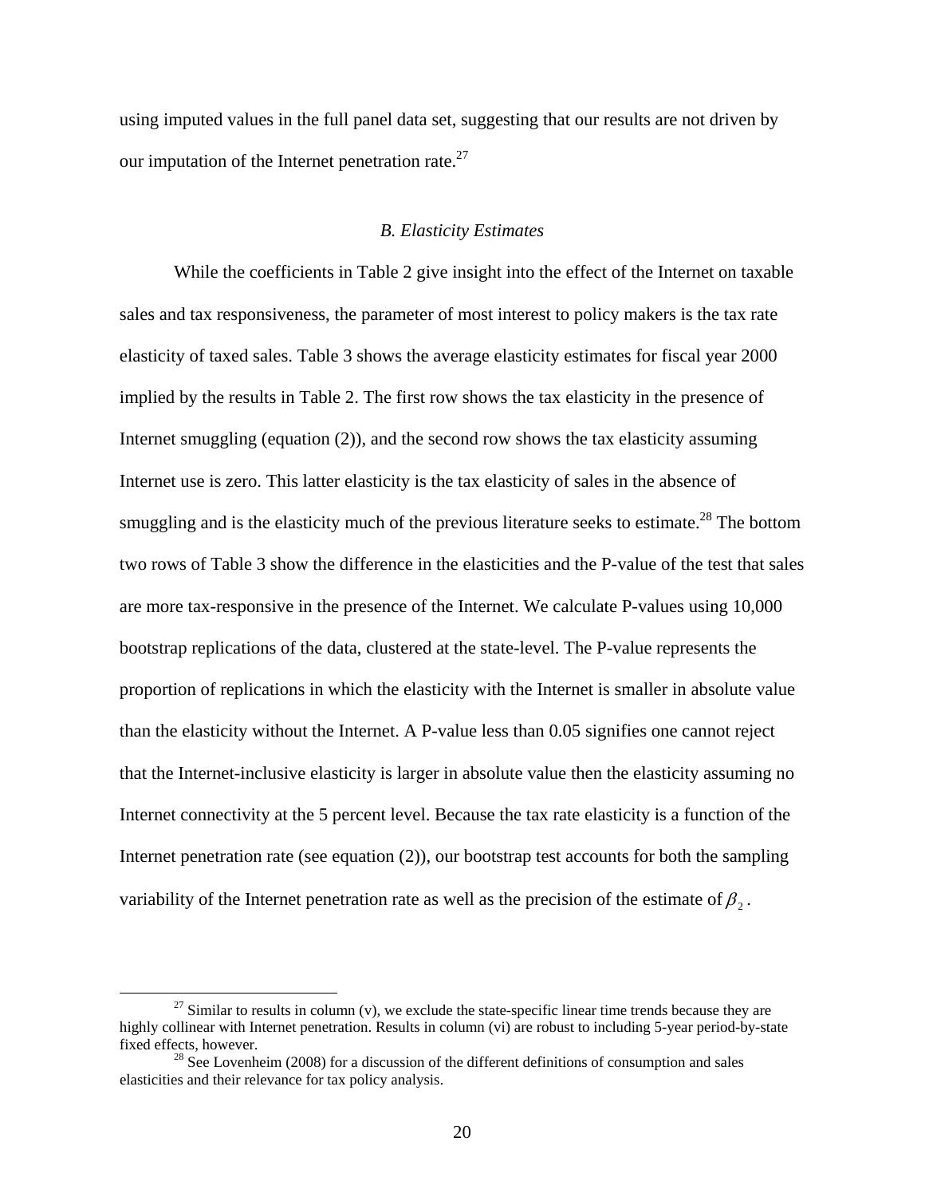using imputed values in the full panel data set, suggesting that our results are not driven by our imputation of the Internet penetration rate.[27]

### *B. Elasticity Estimates*

While the coefficients in Table 2 give insight into the effect of the Internet on taxable sales and tax responsiveness, the parameter of most interest to policy makers is the tax rate elasticity of taxed sales. Table 3 shows the average elasticity estimates for fiscal year 2000 implied by the results in Table 2. The first row shows the tax elasticity in the presence of Internet smuggling (equation (2)), and the second row shows the tax elasticity assuming Internet use is zero. This latter elasticity is the tax elasticity of sales in the absence of smuggling and is the elasticity much of the previous literature seeks to estimate.[28] The bottom two rows of Table 3 show the difference in the elasticities and the P-value of the test that sales are more tax-responsive in the presence of the Internet. We calculate P-values using 10,000 bootstrap replications of the data, clustered at the state-level. The P-value represents the proportion of replications in which the elasticity with the Internet is smaller in absolute value than the elasticity without the Internet. A P-value less than 0.05 signifies one cannot reject that the Internet-inclusive elasticity is larger in absolute value then the elasticity assuming no Internet connectivity at the 5 percent level. Because the tax rate elasticity is a function of the Internet penetration rate (see equation (2)), our bootstrap test accounts for both the sampling variability of the Internet penetration rate as well as the precision of the estimate of $\beta_2$.

[27] Similar to results in column (v), we exclude the state-specific linear time trends because they are highly collinear with Internet penetration. Results in column (vi) are robust to including 5-year period-by-state fixed effects, however.

[28] See Lovenheim (2008) for a discussion of the different definitions of consumption and sales elasticities and their relevance for tax policy analysis.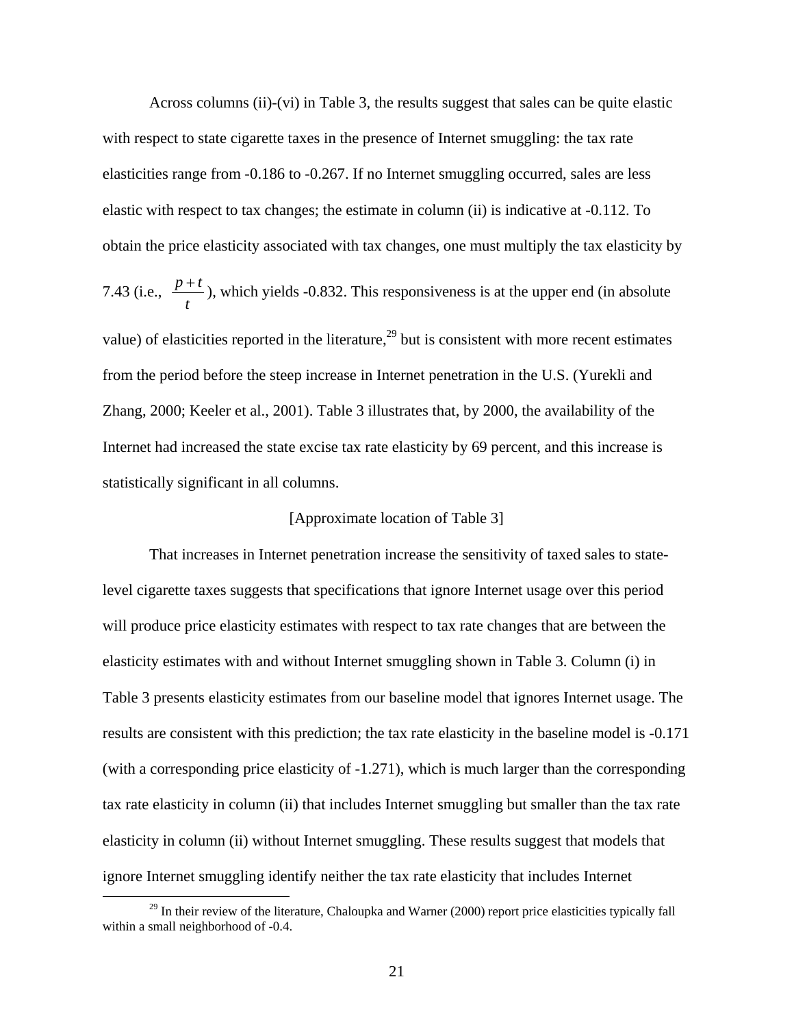Across columns (ii)-(vi) in Table 3, the results suggest that sales can be quite elastic with respect to state cigarette taxes in the presence of Internet smuggling: the tax rate elasticities range from -0.186 to -0.267. If no Internet smuggling occurred, sales are less elastic with respect to tax changes; the estimate in column (ii) is indicative at -0.112. To obtain the price elasticity associated with tax changes, one must multiply the tax elasticity by 7.43 (i.e., $\frac{p+t}{t}$), which yields -0.832. This responsiveness is at the upper end (in absolute value) of elasticities reported in the literature,[29] but is consistent with more recent estimates from the period before the steep increase in Internet penetration in the U.S. (Yurekli and Zhang, 2000; Keeler et al., 2001). Table 3 illustrates that, by 2000, the availability of the Internet had increased the state excise tax rate elasticity by 69 percent, and this increase is statistically significant in all columns.

[Approximate location of Table 3]

That increases in Internet penetration increase the sensitivity of taxed sales to state-level cigarette taxes suggests that specifications that ignore Internet usage over this period will produce price elasticity estimates with respect to tax rate changes that are between the elasticity estimates with and without Internet smuggling shown in Table 3. Column (i) in Table 3 presents elasticity estimates from our baseline model that ignores Internet usage. The results are consistent with this prediction; the tax rate elasticity in the baseline model is -0.171 (with a corresponding price elasticity of -1.271), which is much larger than the corresponding tax rate elasticity in column (ii) that includes Internet smuggling but smaller than the tax rate elasticity in column (ii) without Internet smuggling. These results suggest that models that ignore Internet smuggling identify neither the tax rate elasticity that includes Internet

[29] In their review of the literature, Chaloupka and Warner (2000) report price elasticities typically fall within a small neighborhood of -0.4.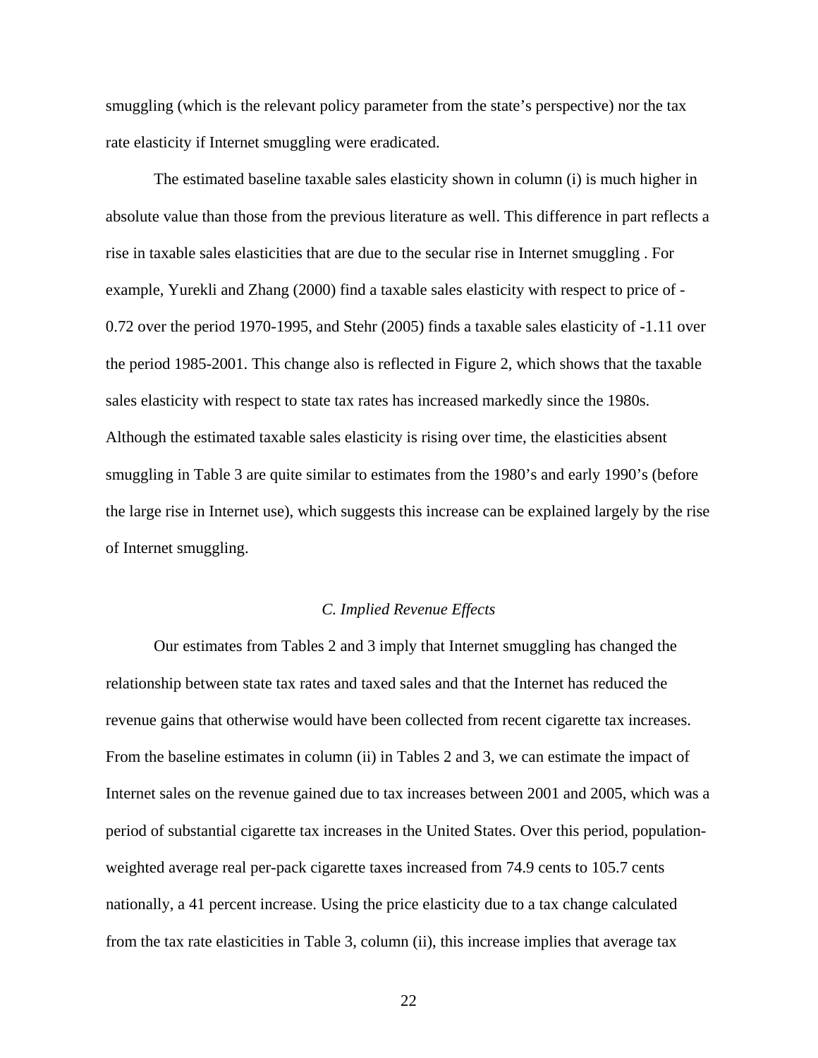smuggling (which is the relevant policy parameter from the state's perspective) nor the tax rate elasticity if Internet smuggling were eradicated.

The estimated baseline taxable sales elasticity shown in column (i) is much higher in absolute value than those from the previous literature as well. This difference in part reflects a rise in taxable sales elasticities that are due to the secular rise in Internet smuggling . For example, Yurekli and Zhang (2000) find a taxable sales elasticity with respect to price of -0.72 over the period 1970-1995, and Stehr (2005) finds a taxable sales elasticity of -1.11 over the period 1985-2001. This change also is reflected in Figure 2, which shows that the taxable sales elasticity with respect to state tax rates has increased markedly since the 1980s. Although the estimated taxable sales elasticity is rising over time, the elasticities absent smuggling in Table 3 are quite similar to estimates from the 1980's and early 1990's (before the large rise in Internet use), which suggests this increase can be explained largely by the rise of Internet smuggling.

### *C. Implied Revenue Effects*

Our estimates from Tables 2 and 3 imply that Internet smuggling has changed the relationship between state tax rates and taxed sales and that the Internet has reduced the revenue gains that otherwise would have been collected from recent cigarette tax increases. From the baseline estimates in column (ii) in Tables 2 and 3, we can estimate the impact of Internet sales on the revenue gained due to tax increases between 2001 and 2005, which was a period of substantial cigarette tax increases in the United States. Over this period, population-weighted average real per-pack cigarette taxes increased from 74.9 cents to 105.7 cents nationally, a 41 percent increase. Using the price elasticity due to a tax change calculated from the tax rate elasticities in Table 3, column (ii), this increase implies that average tax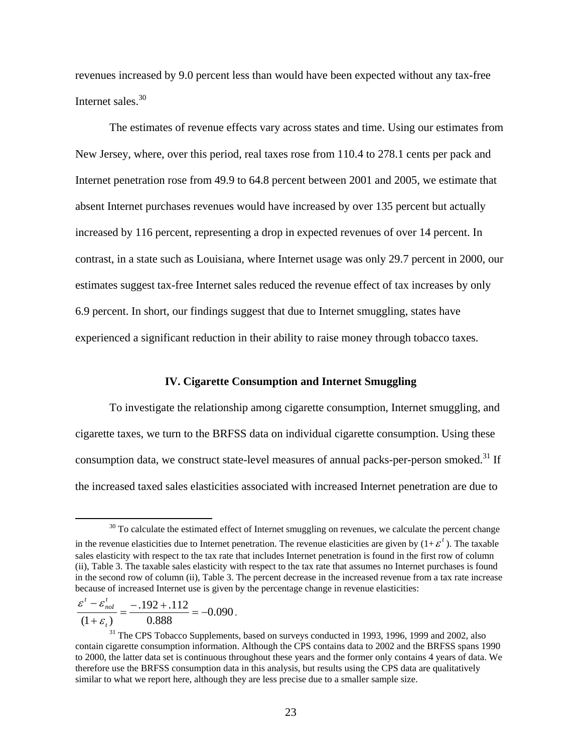revenues increased by 9.0 percent less than would have been expected without any tax-free Internet sales.[30]

The estimates of revenue effects vary across states and time. Using our estimates from New Jersey, where, over this period, real taxes rose from 110.4 to 278.1 cents per pack and Internet penetration rose from 49.9 to 64.8 percent between 2001 and 2005, we estimate that absent Internet purchases revenues would have increased by over 135 percent but actually increased by 116 percent, representing a drop in expected revenues of over 14 percent. In contrast, in a state such as Louisiana, where Internet usage was only 29.7 percent in 2000, our estimates suggest tax-free Internet sales reduced the revenue effect of tax increases by only 6.9 percent. In short, our findings suggest that due to Internet smuggling, states have experienced a significant reduction in their ability to raise money through tobacco taxes.

## IV. Cigarette Consumption and Internet Smuggling

To investigate the relationship among cigarette consumption, Internet smuggling, and cigarette taxes, we turn to the BRFSS data on individual cigarette consumption. Using these consumption data, we construct state-level measures of annual packs-per-person smoked.[31] If the increased taxed sales elasticities associated with increased Internet penetration are due to

---

[30] To calculate the estimated effect of Internet smuggling on revenues, we calculate the percent change in the revenue elasticities due to Internet penetration. The revenue elasticities are given by $(1+\varepsilon^t)$. The taxable sales elasticity with respect to the tax rate that includes Internet penetration is found in the first row of column (ii), Table 3. The taxable sales elasticity with respect to the tax rate that assumes no Internet purchases is found in the second row of column (ii), Table 3. The percent decrease in the increased revenue from a tax rate increase because of increased Internet use is given by the percentage change in revenue elasticities:

$$\frac{\varepsilon^t - \varepsilon^t_{noI}}{(1+\varepsilon_t)} = \frac{-.192 + .112}{0.888} = -0.090.$$

[31] The CPS Tobacco Supplements, based on surveys conducted in 1993, 1996, 1999 and 2002, also contain cigarette consumption information. Although the CPS contains data to 2002 and the BRFSS spans 1990 to 2000, the latter data set is continuous throughout these years and the former only contains 4 years of data. We therefore use the BRFSS consumption data in this analysis, but results using the CPS data are qualitatively similar to what we report here, although they are less precise due to a smaller sample size.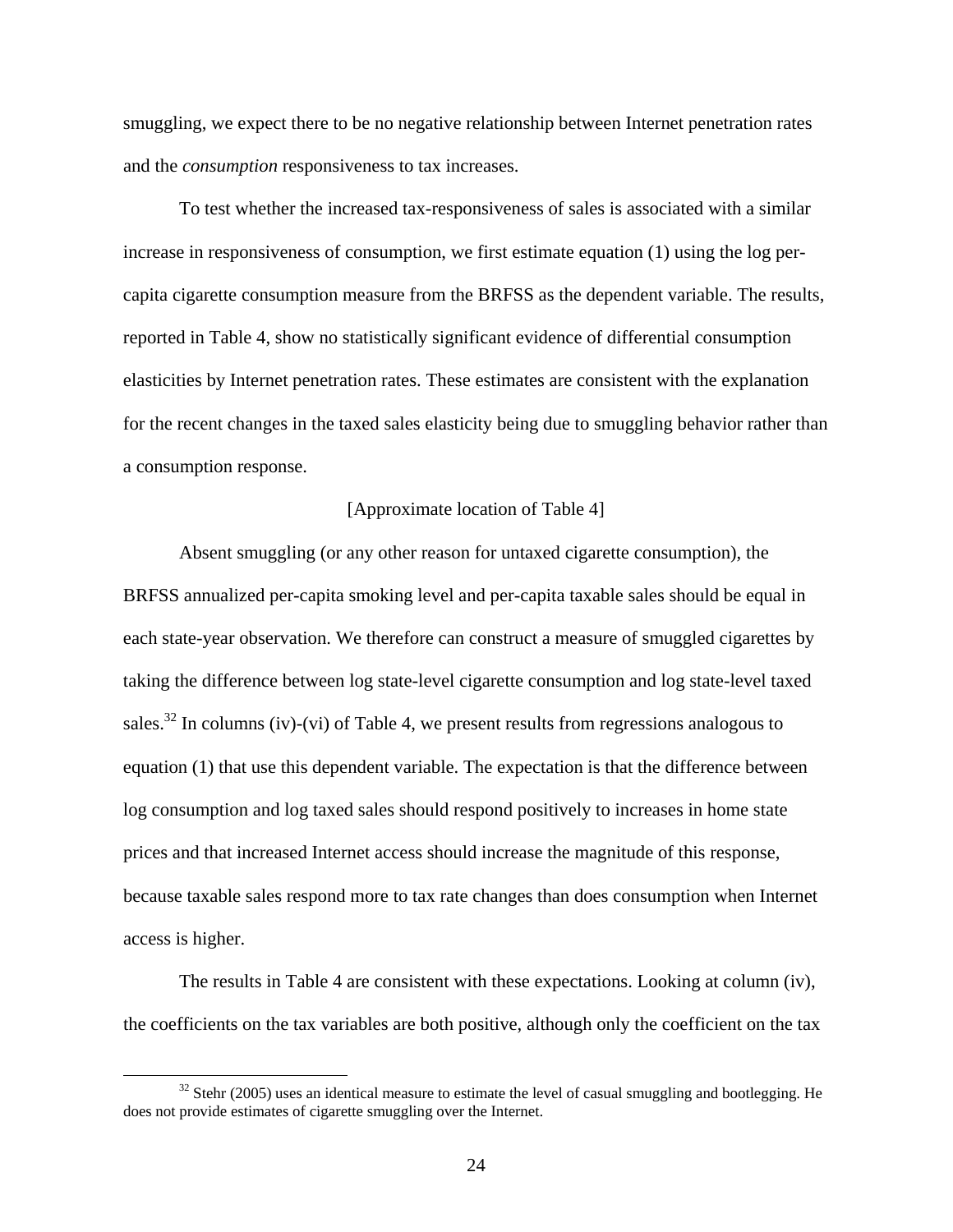smuggling, we expect there to be no negative relationship between Internet penetration rates and the *consumption* responsiveness to tax increases.

To test whether the increased tax-responsiveness of sales is associated with a similar increase in responsiveness of consumption, we first estimate equation (1) using the log per-capita cigarette consumption measure from the BRFSS as the dependent variable. The results, reported in Table 4, show no statistically significant evidence of differential consumption elasticities by Internet penetration rates. These estimates are consistent with the explanation for the recent changes in the taxed sales elasticity being due to smuggling behavior rather than a consumption response.

[Approximate location of Table 4]

Absent smuggling (or any other reason for untaxed cigarette consumption), the BRFSS annualized per-capita smoking level and per-capita taxable sales should be equal in each state-year observation. We therefore can construct a measure of smuggled cigarettes by taking the difference between log state-level cigarette consumption and log state-level taxed sales.[32] In columns (iv)-(vi) of Table 4, we present results from regressions analogous to equation (1) that use this dependent variable. The expectation is that the difference between log consumption and log taxed sales should respond positively to increases in home state prices and that increased Internet access should increase the magnitude of this response, because taxable sales respond more to tax rate changes than does consumption when Internet access is higher.

The results in Table 4 are consistent with these expectations. Looking at column (iv), the coefficients on the tax variables are both positive, although only the coefficient on the tax

[32] Stehr (2005) uses an identical measure to estimate the level of casual smuggling and bootlegging. He does not provide estimates of cigarette smuggling over the Internet.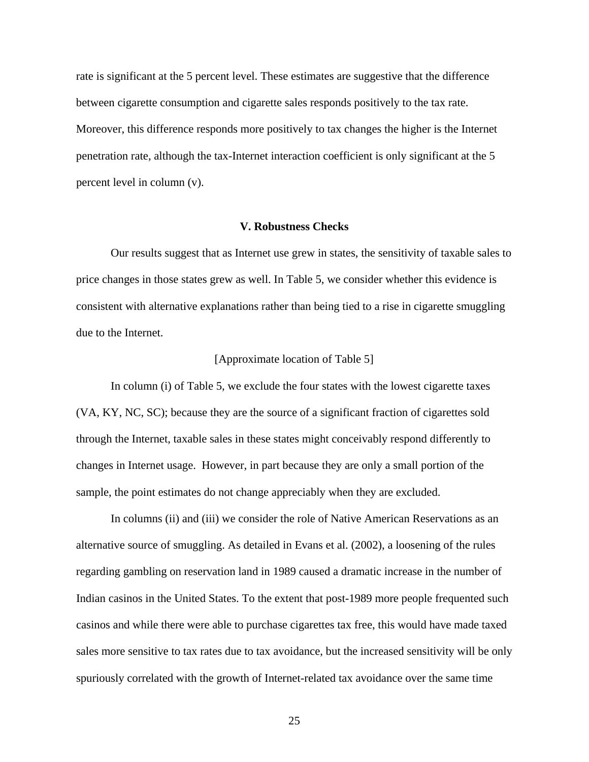rate is significant at the 5 percent level. These estimates are suggestive that the difference between cigarette consumption and cigarette sales responds positively to the tax rate. Moreover, this difference responds more positively to tax changes the higher is the Internet penetration rate, although the tax-Internet interaction coefficient is only significant at the 5 percent level in column (v).

## V. Robustness Checks

Our results suggest that as Internet use grew in states, the sensitivity of taxable sales to price changes in those states grew as well. In Table 5, we consider whether this evidence is consistent with alternative explanations rather than being tied to a rise in cigarette smuggling due to the Internet.

[Approximate location of Table 5]

In column (i) of Table 5, we exclude the four states with the lowest cigarette taxes (VA, KY, NC, SC); because they are the source of a significant fraction of cigarettes sold through the Internet, taxable sales in these states might conceivably respond differently to changes in Internet usage. However, in part because they are only a small portion of the sample, the point estimates do not change appreciably when they are excluded.

In columns (ii) and (iii) we consider the role of Native American Reservations as an alternative source of smuggling. As detailed in Evans et al. (2002), a loosening of the rules regarding gambling on reservation land in 1989 caused a dramatic increase in the number of Indian casinos in the United States. To the extent that post-1989 more people frequented such casinos and while there were able to purchase cigarettes tax free, this would have made taxed sales more sensitive to tax rates due to tax avoidance, but the increased sensitivity will be only spuriously correlated with the growth of Internet-related tax avoidance over the same time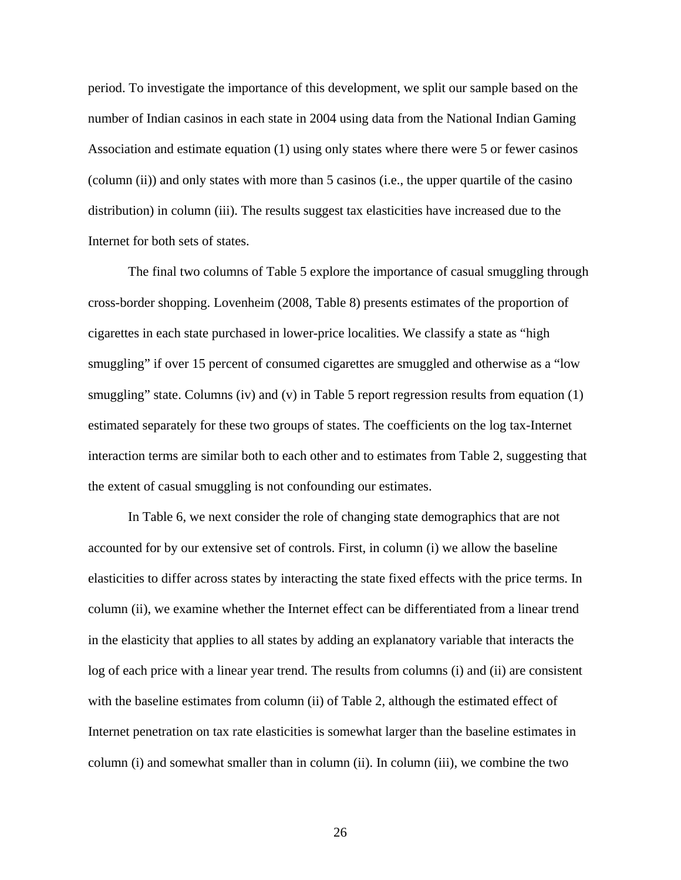period. To investigate the importance of this development, we split our sample based on the number of Indian casinos in each state in 2004 using data from the National Indian Gaming Association and estimate equation (1) using only states where there were 5 or fewer casinos (column (ii)) and only states with more than 5 casinos (i.e., the upper quartile of the casino distribution) in column (iii). The results suggest tax elasticities have increased due to the Internet for both sets of states.

The final two columns of Table 5 explore the importance of casual smuggling through cross-border shopping. Lovenheim (2008, Table 8) presents estimates of the proportion of cigarettes in each state purchased in lower-price localities. We classify a state as "high smuggling" if over 15 percent of consumed cigarettes are smuggled and otherwise as a "low smuggling" state. Columns (iv) and (v) in Table 5 report regression results from equation (1) estimated separately for these two groups of states. The coefficients on the log tax-Internet interaction terms are similar both to each other and to estimates from Table 2, suggesting that the extent of casual smuggling is not confounding our estimates.

In Table 6, we next consider the role of changing state demographics that are not accounted for by our extensive set of controls. First, in column (i) we allow the baseline elasticities to differ across states by interacting the state fixed effects with the price terms. In column (ii), we examine whether the Internet effect can be differentiated from a linear trend in the elasticity that applies to all states by adding an explanatory variable that interacts the log of each price with a linear year trend. The results from columns (i) and (ii) are consistent with the baseline estimates from column (ii) of Table 2, although the estimated effect of Internet penetration on tax rate elasticities is somewhat larger than the baseline estimates in column (i) and somewhat smaller than in column (ii). In column (iii), we combine the two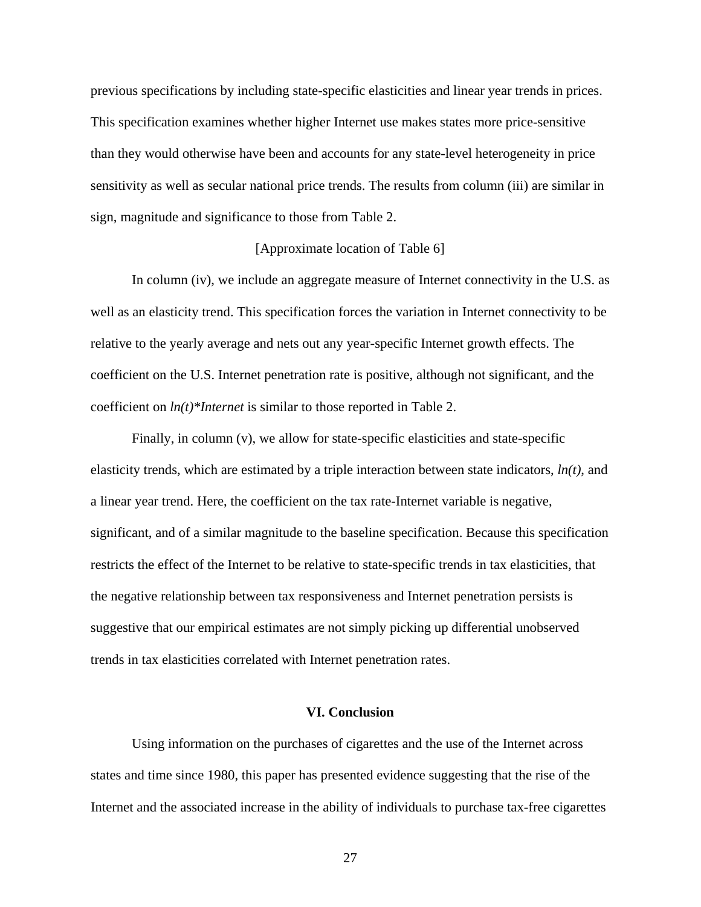previous specifications by including state-specific elasticities and linear year trends in prices. This specification examines whether higher Internet use makes states more price-sensitive than they would otherwise have been and accounts for any state-level heterogeneity in price sensitivity as well as secular national price trends. The results from column (iii) are similar in sign, magnitude and significance to those from Table 2.

[Approximate location of Table 6]

In column (iv), we include an aggregate measure of Internet connectivity in the U.S. as well as an elasticity trend. This specification forces the variation in Internet connectivity to be relative to the yearly average and nets out any year-specific Internet growth effects. The coefficient on the U.S. Internet penetration rate is positive, although not significant, and the coefficient on *ln(t)*Internet* is similar to those reported in Table 2.

Finally, in column (v), we allow for state-specific elasticities and state-specific elasticity trends, which are estimated by a triple interaction between state indicators, *ln(t)*, and a linear year trend. Here, the coefficient on the tax rate-Internet variable is negative, significant, and of a similar magnitude to the baseline specification. Because this specification restricts the effect of the Internet to be relative to state-specific trends in tax elasticities, that the negative relationship between tax responsiveness and Internet penetration persists is suggestive that our empirical estimates are not simply picking up differential unobserved trends in tax elasticities correlated with Internet penetration rates.

## VI. Conclusion

Using information on the purchases of cigarettes and the use of the Internet across states and time since 1980, this paper has presented evidence suggesting that the rise of the Internet and the associated increase in the ability of individuals to purchase tax-free cigarettes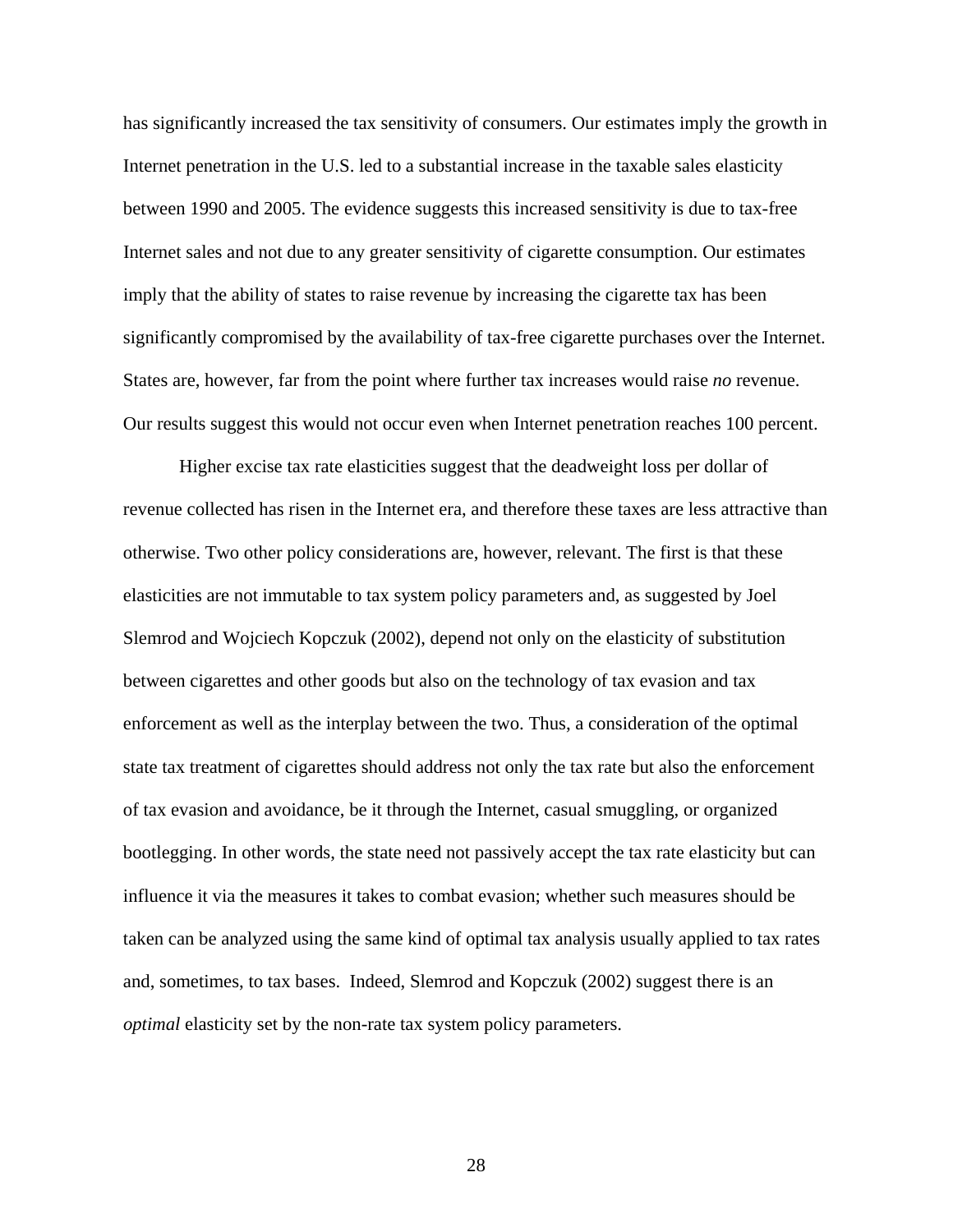has significantly increased the tax sensitivity of consumers. Our estimates imply the growth in Internet penetration in the U.S. led to a substantial increase in the taxable sales elasticity between 1990 and 2005. The evidence suggests this increased sensitivity is due to tax-free Internet sales and not due to any greater sensitivity of cigarette consumption. Our estimates imply that the ability of states to raise revenue by increasing the cigarette tax has been significantly compromised by the availability of tax-free cigarette purchases over the Internet. States are, however, far from the point where further tax increases would raise *no* revenue. Our results suggest this would not occur even when Internet penetration reaches 100 percent.

Higher excise tax rate elasticities suggest that the deadweight loss per dollar of revenue collected has risen in the Internet era, and therefore these taxes are less attractive than otherwise. Two other policy considerations are, however, relevant. The first is that these elasticities are not immutable to tax system policy parameters and, as suggested by Joel Slemrod and Wojciech Kopczuk (2002), depend not only on the elasticity of substitution between cigarettes and other goods but also on the technology of tax evasion and tax enforcement as well as the interplay between the two. Thus, a consideration of the optimal state tax treatment of cigarettes should address not only the tax rate but also the enforcement of tax evasion and avoidance, be it through the Internet, casual smuggling, or organized bootlegging. In other words, the state need not passively accept the tax rate elasticity but can influence it via the measures it takes to combat evasion; whether such measures should be taken can be analyzed using the same kind of optimal tax analysis usually applied to tax rates and, sometimes, to tax bases. Indeed, Slemrod and Kopczuk (2002) suggest there is an *optimal* elasticity set by the non-rate tax system policy parameters.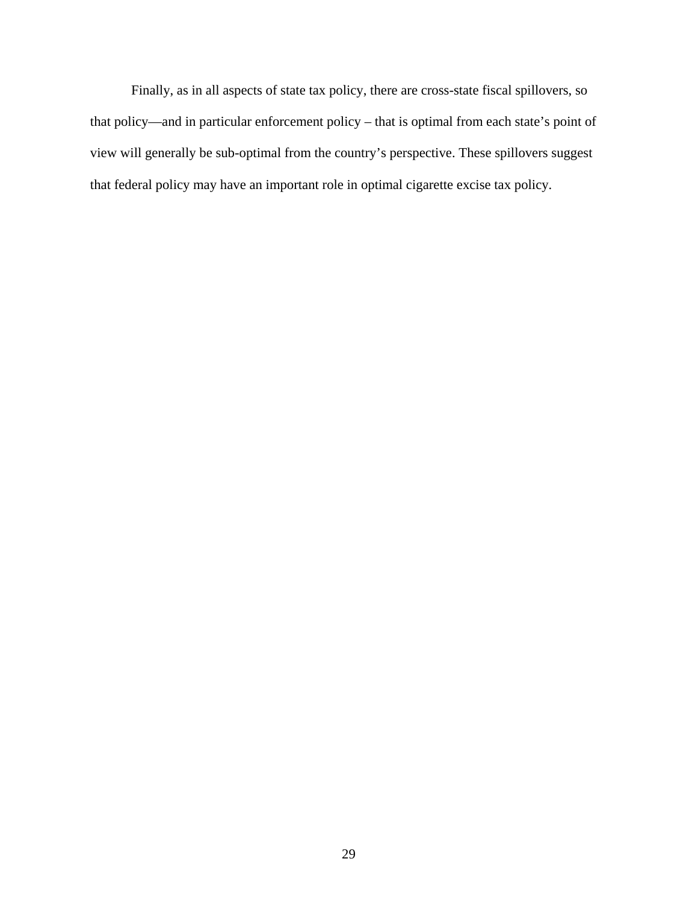Finally, as in all aspects of state tax policy, there are cross-state fiscal spillovers, so that policy—and in particular enforcement policy – that is optimal from each state's point of view will generally be sub-optimal from the country's perspective. These spillovers suggest that federal policy may have an important role in optimal cigarette excise tax policy.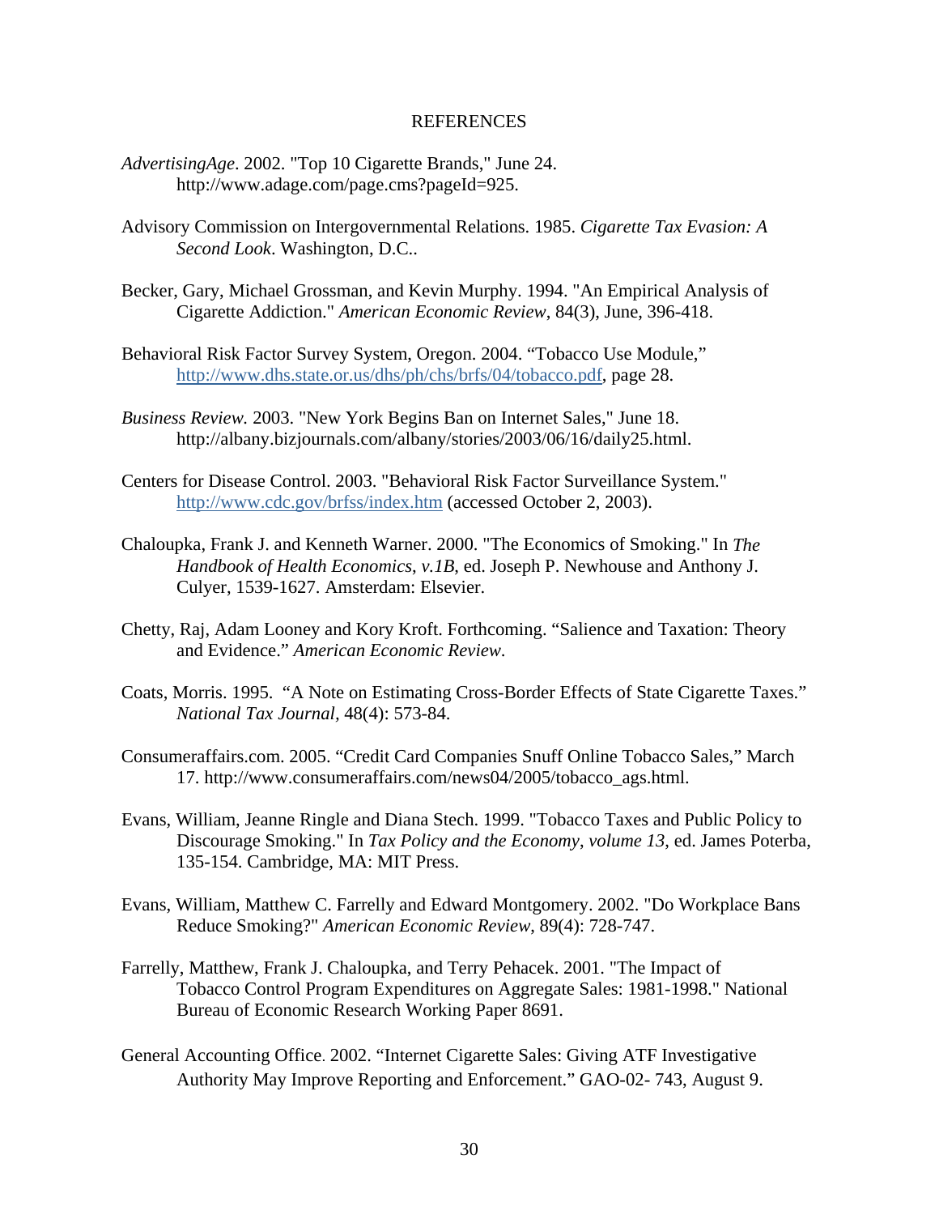# REFERENCES

*AdvertisingAge*. 2002. "Top 10 Cigarette Brands," June 24. http://www.adage.com/page.cms?pageId=925.

Advisory Commission on Intergovernmental Relations. 1985. *Cigarette Tax Evasion: A Second Look*. Washington, D.C..

Becker, Gary, Michael Grossman, and Kevin Murphy. 1994. "An Empirical Analysis of Cigarette Addiction." *American Economic Review*, 84(3), June, 396-418.

Behavioral Risk Factor Survey System, Oregon. 2004. "Tobacco Use Module," http://www.dhs.state.or.us/dhs/ph/chs/brfs/04/tobacco.pdf, page 28.

*Business Review.* 2003. "New York Begins Ban on Internet Sales," June 18. http://albany.bizjournals.com/albany/stories/2003/06/16/daily25.html.

Centers for Disease Control. 2003. "Behavioral Risk Factor Surveillance System." http://www.cdc.gov/brfss/index.htm (accessed October 2, 2003).

Chaloupka, Frank J. and Kenneth Warner. 2000. "The Economics of Smoking." In *The Handbook of Health Economics, v.1B*, ed. Joseph P. Newhouse and Anthony J. Culyer, 1539-1627. Amsterdam: Elsevier.

Chetty, Raj, Adam Looney and Kory Kroft. Forthcoming. "Salience and Taxation: Theory and Evidence." *American Economic Review*.

Coats, Morris. 1995. "A Note on Estimating Cross-Border Effects of State Cigarette Taxes." *National Tax Journal*, 48(4): 573-84.

Consumeraffairs.com. 2005. "Credit Card Companies Snuff Online Tobacco Sales," March 17. http://www.consumeraffairs.com/news04/2005/tobacco_ags.html.

Evans, William, Jeanne Ringle and Diana Stech. 1999. "Tobacco Taxes and Public Policy to Discourage Smoking." In *Tax Policy and the Economy*, *volume 13*, ed. James Poterba, 135-154. Cambridge, MA: MIT Press.

Evans, William, Matthew C. Farrelly and Edward Montgomery. 2002. "Do Workplace Bans Reduce Smoking?" *American Economic Review*, 89(4): 728-747.

Farrelly, Matthew, Frank J. Chaloupka, and Terry Pehacek. 2001. "The Impact of Tobacco Control Program Expenditures on Aggregate Sales: 1981-1998." National Bureau of Economic Research Working Paper 8691.

General Accounting Office. 2002. "Internet Cigarette Sales: Giving ATF Investigative Authority May Improve Reporting and Enforcement." GAO-02- 743, August 9.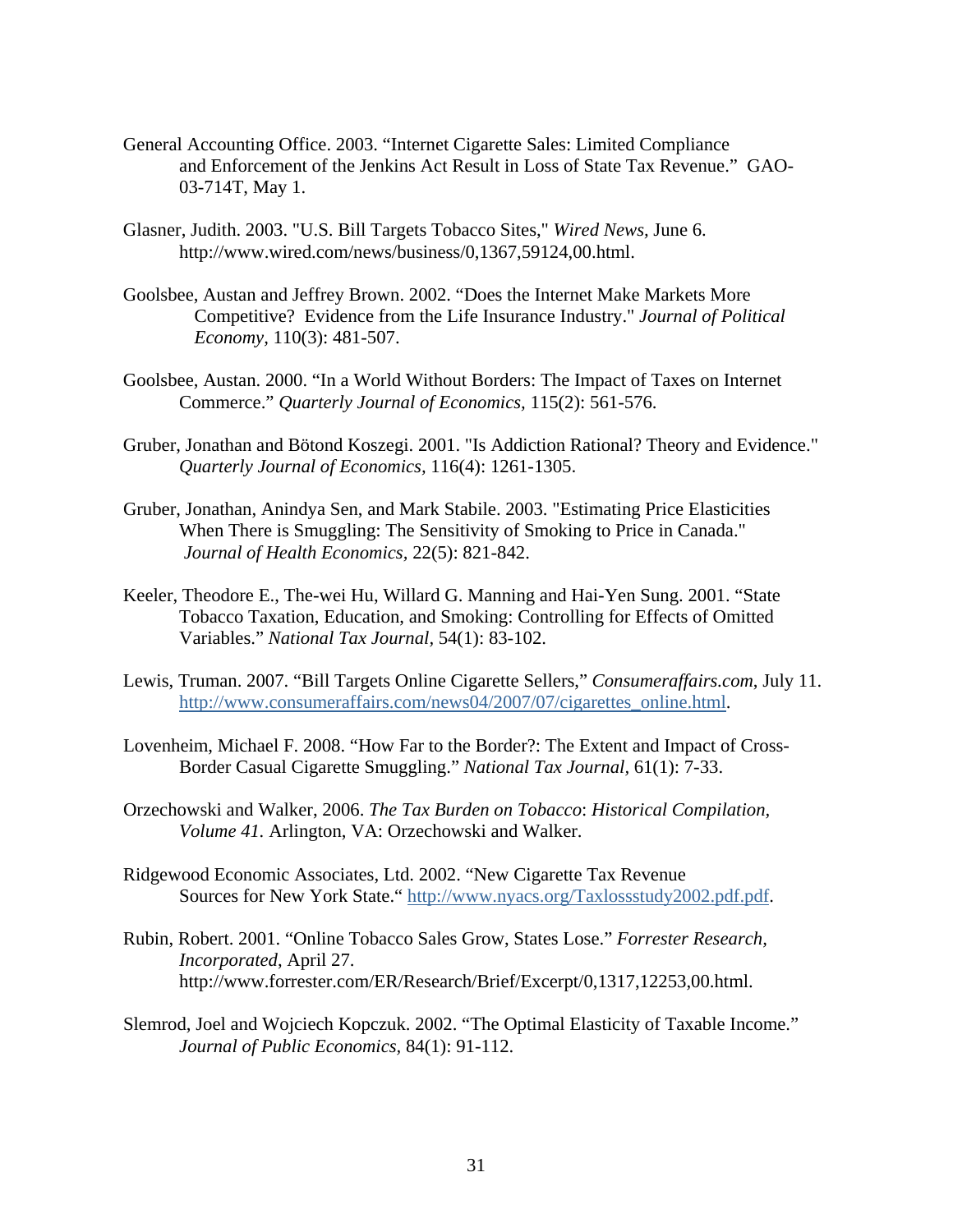General Accounting Office. 2003. "Internet Cigarette Sales: Limited Compliance and Enforcement of the Jenkins Act Result in Loss of State Tax Revenue." GAO-03-714T, May 1.

Glasner, Judith. 2003. "U.S. Bill Targets Tobacco Sites," *Wired News*, June 6. http://www.wired.com/news/business/0,1367,59124,00.html.

Goolsbee, Austan and Jeffrey Brown. 2002. "Does the Internet Make Markets More Competitive? Evidence from the Life Insurance Industry." *Journal of Political Economy*, 110(3): 481-507.

Goolsbee, Austan. 2000. "In a World Without Borders: The Impact of Taxes on Internet Commerce." *Quarterly Journal of Economics*, 115(2): 561-576.

Gruber, Jonathan and Bötond Koszegi. 2001. "Is Addiction Rational? Theory and Evidence." *Quarterly Journal of Economics*, 116(4): 1261-1305.

Gruber, Jonathan, Anindya Sen, and Mark Stabile. 2003. "Estimating Price Elasticities When There is Smuggling: The Sensitivity of Smoking to Price in Canada." *Journal of Health Economics*, 22(5): 821-842.

Keeler, Theodore E., The-wei Hu, Willard G. Manning and Hai-Yen Sung. 2001. "State Tobacco Taxation, Education, and Smoking: Controlling for Effects of Omitted Variables." *National Tax Journal*, 54(1): 83-102.

Lewis, Truman. 2007. "Bill Targets Online Cigarette Sellers," *Consumeraffairs.com*, July 11. http://www.consumeraffairs.com/news04/2007/07/cigarettes_online.html.

Lovenheim, Michael F. 2008. "How Far to the Border?: The Extent and Impact of Cross-Border Casual Cigarette Smuggling." *National Tax Journal*, 61(1): 7-33.

Orzechowski and Walker, 2006. *The Tax Burden on Tobacco*: *Historical Compilation, Volume 41*. Arlington, VA: Orzechowski and Walker.

Ridgewood Economic Associates, Ltd. 2002. "New Cigarette Tax Revenue Sources for New York State." http://www.nyacs.org/Taxlossstudy2002.pdf.pdf.

Rubin, Robert. 2001. "Online Tobacco Sales Grow, States Lose." *Forrester Research, Incorporated*, April 27. http://www.forrester.com/ER/Research/Brief/Excerpt/0,1317,12253,00.html.

Slemrod, Joel and Wojciech Kopczuk. 2002. "The Optimal Elasticity of Taxable Income." *Journal of Public Economics*, 84(1): 91-112.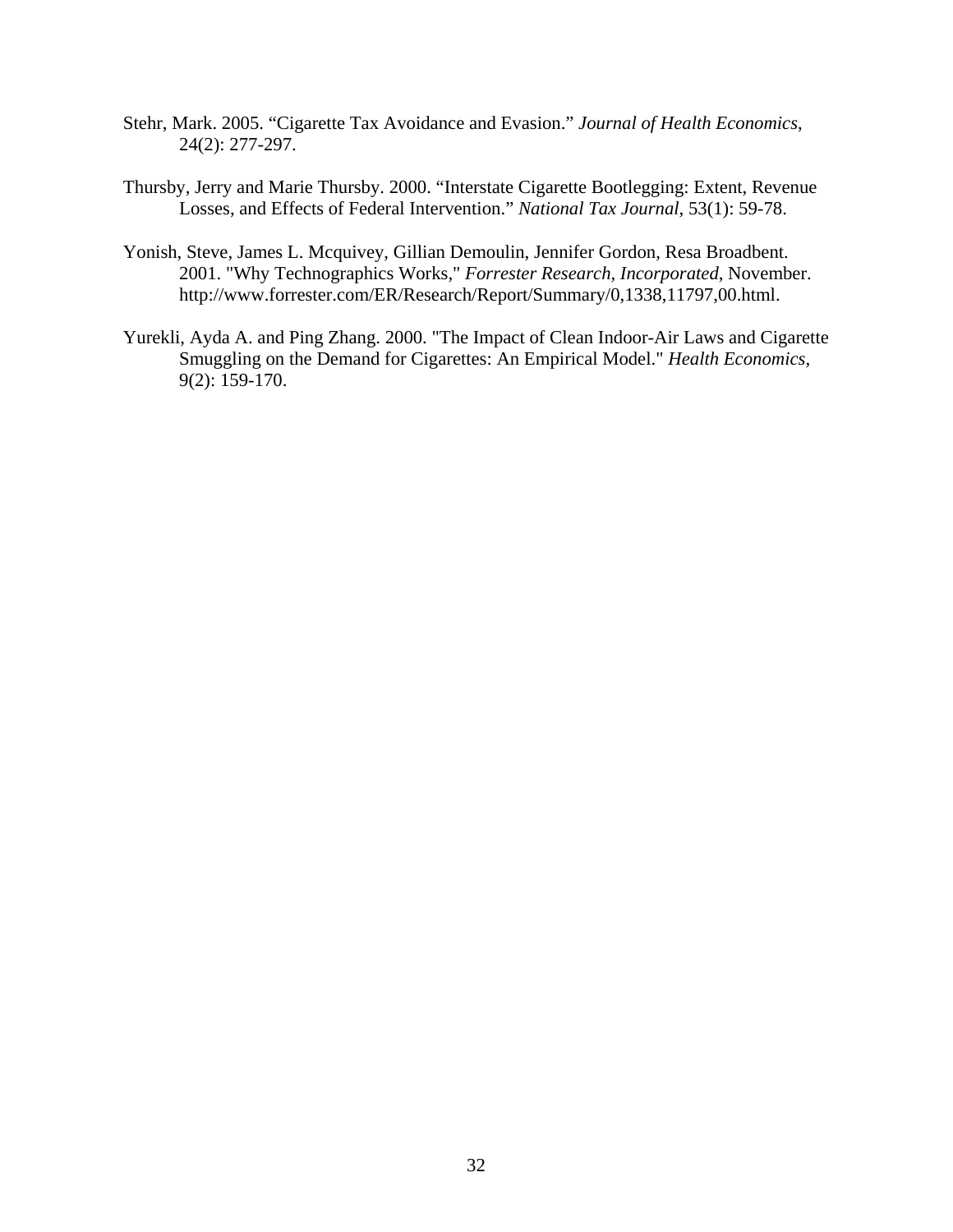Stehr, Mark. 2005. "Cigarette Tax Avoidance and Evasion." *Journal of Health Economics*, 24(2): 277-297.

Thursby, Jerry and Marie Thursby. 2000. "Interstate Cigarette Bootlegging: Extent, Revenue Losses, and Effects of Federal Intervention." *National Tax Journal*, 53(1): 59-78.

Yonish, Steve, James L. Mcquivey, Gillian Demoulin, Jennifer Gordon, Resa Broadbent. 2001. "Why Technographics Works," *Forrester Research, Incorporated*, November. http://www.forrester.com/ER/Research/Report/Summary/0,1338,11797,00.html.

Yurekli, Ayda A. and Ping Zhang. 2000. "The Impact of Clean Indoor-Air Laws and Cigarette Smuggling on the Demand for Cigarettes: An Empirical Model." *Health Economics*, 9(2): 159-170.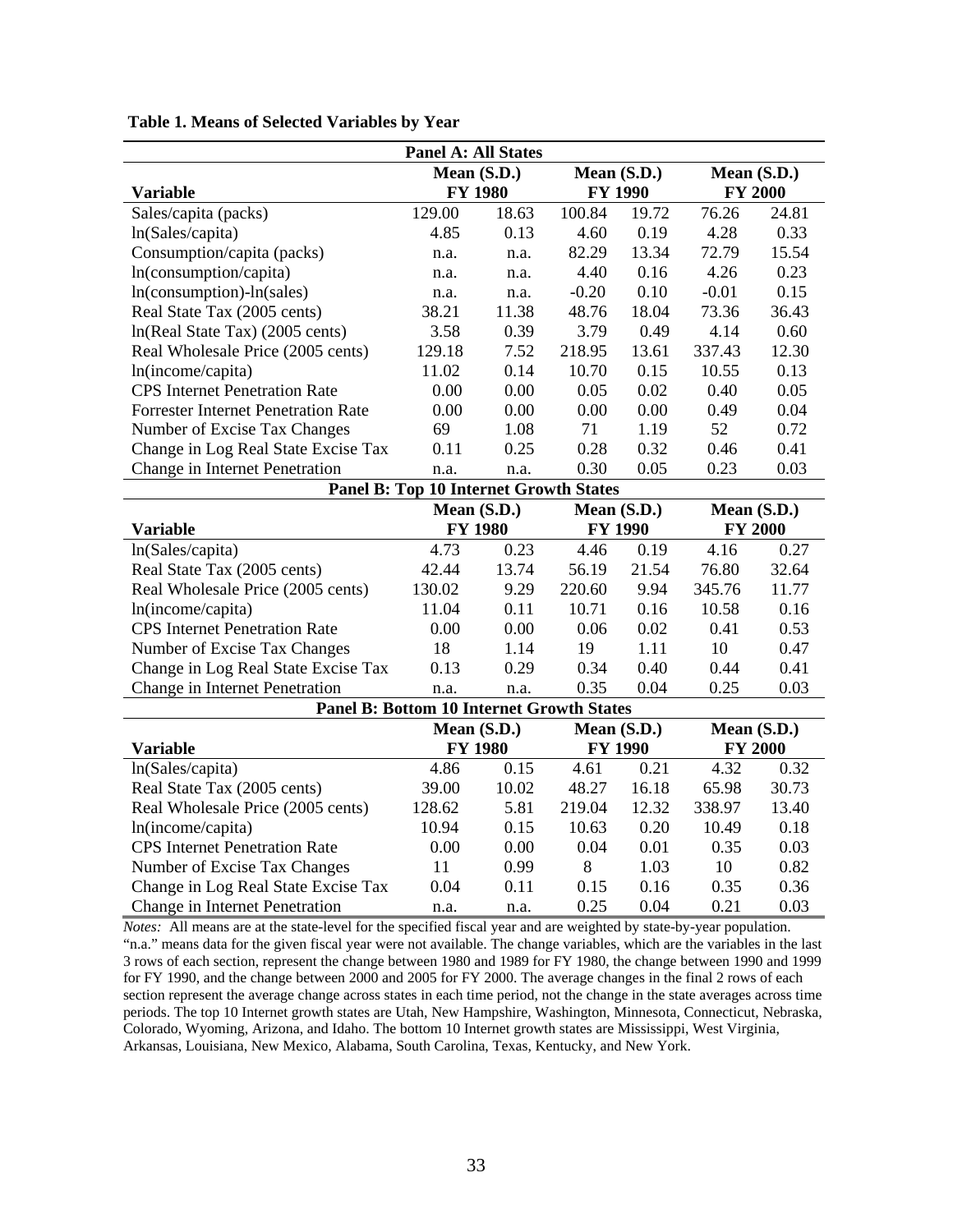**Table 1. Means of Selected Variables by Year**

| Panel A: All States | | | | | | |
|---|---|---|---|---|---|---|
| | Mean (S.D.) | | Mean (S.D.) | | Mean (S.D.) | |
| **Variable** | **FY 1980** | | **FY 1990** | | **FY 2000** | |
| Sales/capita (packs) | 129.00 | 18.63 | 100.84 | 19.72 | 76.26 | 24.81 |
| ln(Sales/capita) | 4.85 | 0.13 | 4.60 | 0.19 | 4.28 | 0.33 |
| Consumption/capita (packs) | n.a. | n.a. | 82.29 | 13.34 | 72.79 | 15.54 |
| ln(consumption/capita) | n.a. | n.a. | 4.40 | 0.16 | 4.26 | 0.23 |
| ln(consumption)-ln(sales) | n.a. | n.a. | -0.20 | 0.10 | -0.01 | 0.15 |
| Real State Tax (2005 cents) | 38.21 | 11.38 | 48.76 | 18.04 | 73.36 | 36.43 |
| ln(Real State Tax) (2005 cents) | 3.58 | 0.39 | 3.79 | 0.49 | 4.14 | 0.60 |
| Real Wholesale Price (2005 cents) | 129.18 | 7.52 | 218.95 | 13.61 | 337.43 | 12.30 |
| ln(income/capita) | 11.02 | 0.14 | 10.70 | 0.15 | 10.55 | 0.13 |
| CPS Internet Penetration Rate | 0.00 | 0.00 | 0.05 | 0.02 | 0.40 | 0.05 |
| Forrester Internet Penetration Rate | 0.00 | 0.00 | 0.00 | 0.00 | 0.49 | 0.04 |
| Number of Excise Tax Changes | 69 | 1.08 | 71 | 1.19 | 52 | 0.72 |
| Change in Log Real State Excise Tax | 0.11 | 0.25 | 0.28 | 0.32 | 0.46 | 0.41 |
| Change in Internet Penetration | n.a. | n.a. | 0.30 | 0.05 | 0.23 | 0.03 |

| Panel B: Top 10 Internet Growth States | | | | | | |
|---|---|---|---|---|---|---|
| | Mean (S.D.) | | Mean (S.D.) | | Mean (S.D.) | |
| **Variable** | **FY 1980** | | **FY 1990** | | **FY 2000** | |
| ln(Sales/capita) | 4.73 | 0.23 | 4.46 | 0.19 | 4.16 | 0.27 |
| Real State Tax (2005 cents) | 42.44 | 13.74 | 56.19 | 21.54 | 76.80 | 32.64 |
| Real Wholesale Price (2005 cents) | 130.02 | 9.29 | 220.60 | 9.94 | 345.76 | 11.77 |
| ln(income/capita) | 11.04 | 0.11 | 10.71 | 0.16 | 10.58 | 0.16 |
| CPS Internet Penetration Rate | 0.00 | 0.00 | 0.06 | 0.02 | 0.41 | 0.53 |
| Number of Excise Tax Changes | 18 | 1.14 | 19 | 1.11 | 10 | 0.47 |
| Change in Log Real State Excise Tax | 0.13 | 0.29 | 0.34 | 0.40 | 0.44 | 0.41 |
| Change in Internet Penetration | n.a. | n.a. | 0.35 | 0.04 | 0.25 | 0.03 |

| Panel B: Bottom 10 Internet Growth States | | | | | | |
|---|---|---|---|---|---|---|
| | Mean (S.D.) | | Mean (S.D.) | | Mean (S.D.) | |
| **Variable** | **FY 1980** | | **FY 1990** | | **FY 2000** | |
| ln(Sales/capita) | 4.86 | 0.15 | 4.61 | 0.21 | 4.32 | 0.32 |
| Real State Tax (2005 cents) | 39.00 | 10.02 | 48.27 | 16.18 | 65.98 | 30.73 |
| Real Wholesale Price (2005 cents) | 128.62 | 5.81 | 219.04 | 12.32 | 338.97 | 13.40 |
| ln(income/capita) | 10.94 | 0.15 | 10.63 | 0.20 | 10.49 | 0.18 |
| CPS Internet Penetration Rate | 0.00 | 0.00 | 0.04 | 0.01 | 0.35 | 0.03 |
| Number of Excise Tax Changes | 11 | 0.99 | 8 | 1.03 | 10 | 0.82 |
| Change in Log Real State Excise Tax | 0.04 | 0.11 | 0.15 | 0.16 | 0.35 | 0.36 |
| Change in Internet Penetration | n.a. | n.a. | 0.25 | 0.04 | 0.21 | 0.03 |

*Notes:* All means are at the state-level for the specified fiscal year and are weighted by state-by-year population. "n.a." means data for the given fiscal year were not available. The change variables, which are the variables in the last 3 rows of each section, represent the change between 1980 and 1989 for FY 1980, the change between 1990 and 1999 for FY 1990, and the change between 2000 and 2005 for FY 2000. The average changes in the final 2 rows of each section represent the average change across states in each time period, not the change in the state averages across time periods. The top 10 Internet growth states are Utah, New Hampshire, Washington, Minnesota, Connecticut, Nebraska, Colorado, Wyoming, Arizona, and Idaho. The bottom 10 Internet growth states are Mississippi, West Virginia, Arkansas, Louisiana, New Mexico, Alabama, South Carolina, Texas, Kentucky, and New York.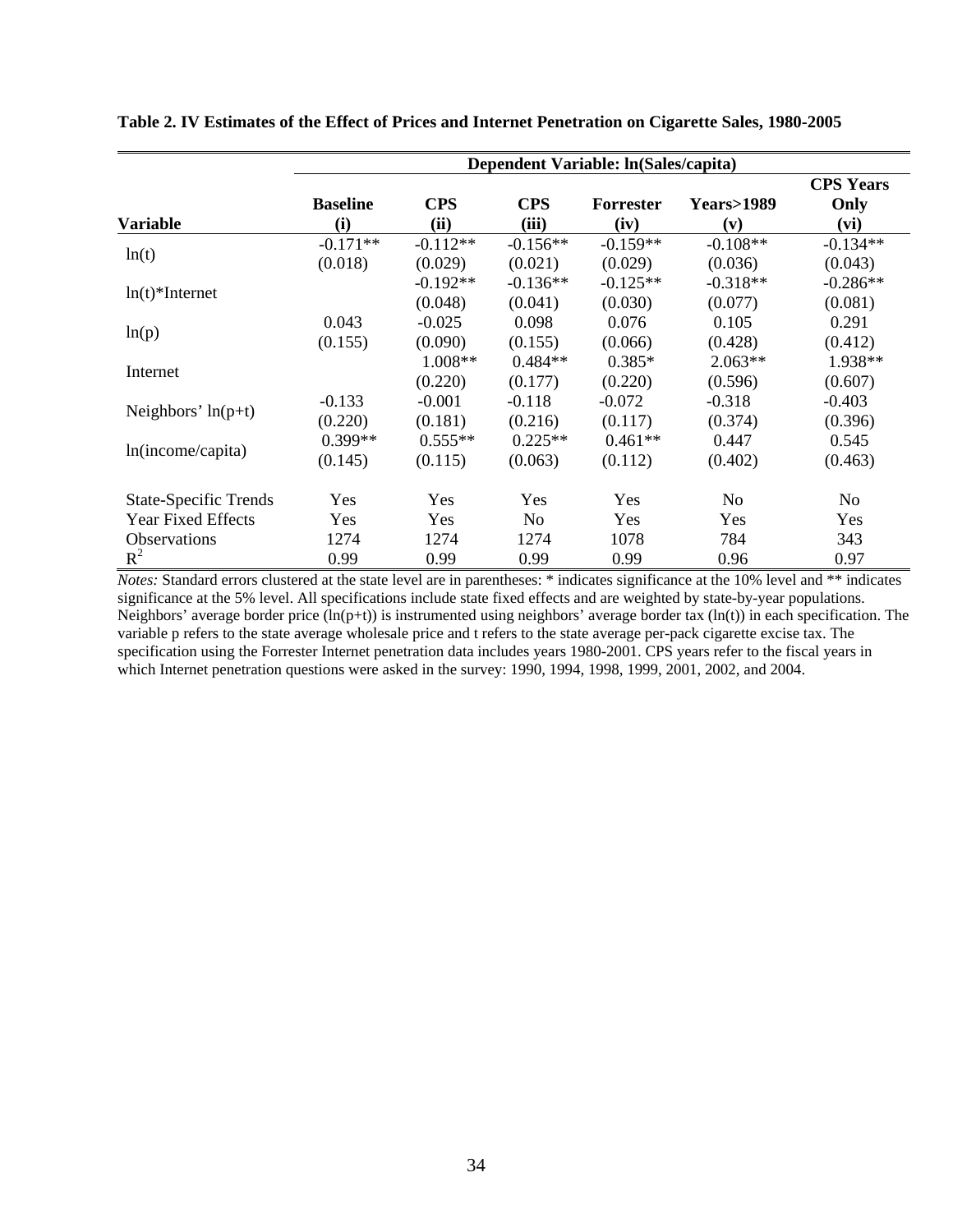**Table 2. IV Estimates of the Effect of Prices and Internet Penetration on Cigarette Sales, 1980-2005**

| | Dependent Variable: ln(Sales/capita) | | | | | |
|---|---|---|---|---|---|---|
| **Variable** | **Baseline (i)** | **CPS (ii)** | **CPS (iii)** | **Forrester (iv)** | **Years>1989 (v)** | **CPS Years Only (vi)** |
| ln(t) | -0.171** | -0.112** | -0.156** | -0.159** | -0.108** | -0.134** |
| | (0.018) | (0.029) | (0.021) | (0.029) | (0.036) | (0.043) |
| ln(t)*Internet | | -0.192** | -0.136** | -0.125** | -0.318** | -0.286** |
| | | (0.048) | (0.041) | (0.030) | (0.077) | (0.081) |
| ln(p) | 0.043 | -0.025 | 0.098 | 0.076 | 0.105 | 0.291 |
| | (0.155) | (0.090) | (0.155) | (0.066) | (0.428) | (0.412) |
| Internet | | 1.008** | 0.484** | 0.385* | 2.063** | 1.938** |
| | | (0.220) | (0.177) | (0.220) | (0.596) | (0.607) |
| Neighbors' ln(p+t) | -0.133 | -0.001 | -0.118 | -0.072 | -0.318 | -0.403 |
| | (0.220) | (0.181) | (0.216) | (0.117) | (0.374) | (0.396) |
| ln(income/capita) | 0.399** | 0.555** | 0.225** | 0.461** | 0.447 | 0.545 |
| | (0.145) | (0.115) | (0.063) | (0.112) | (0.402) | (0.463) |
| State-Specific Trends | Yes | Yes | Yes | Yes | No | No |
| Year Fixed Effects | Yes | Yes | No | Yes | Yes | Yes |
| Observations | 1274 | 1274 | 1274 | 1078 | 784 | 343 |
| $R^2$ | 0.99 | 0.99 | 0.99 | 0.99 | 0.96 | 0.97 |

*Notes:* Standard errors clustered at the state level are in parentheses: * indicates significance at the 10% level and ** indicates significance at the 5% level. All specifications include state fixed effects and are weighted by state-by-year populations. Neighbors' average border price (ln(p+t)) is instrumented using neighbors' average border tax (ln(t)) in each specification. The variable p refers to the state average wholesale price and t refers to the state average per-pack cigarette excise tax. The specification using the Forrester Internet penetration data includes years 1980-2001. CPS years refer to the fiscal years in which Internet penetration questions were asked in the survey: 1990, 1994, 1998, 1999, 2001, 2002, and 2004.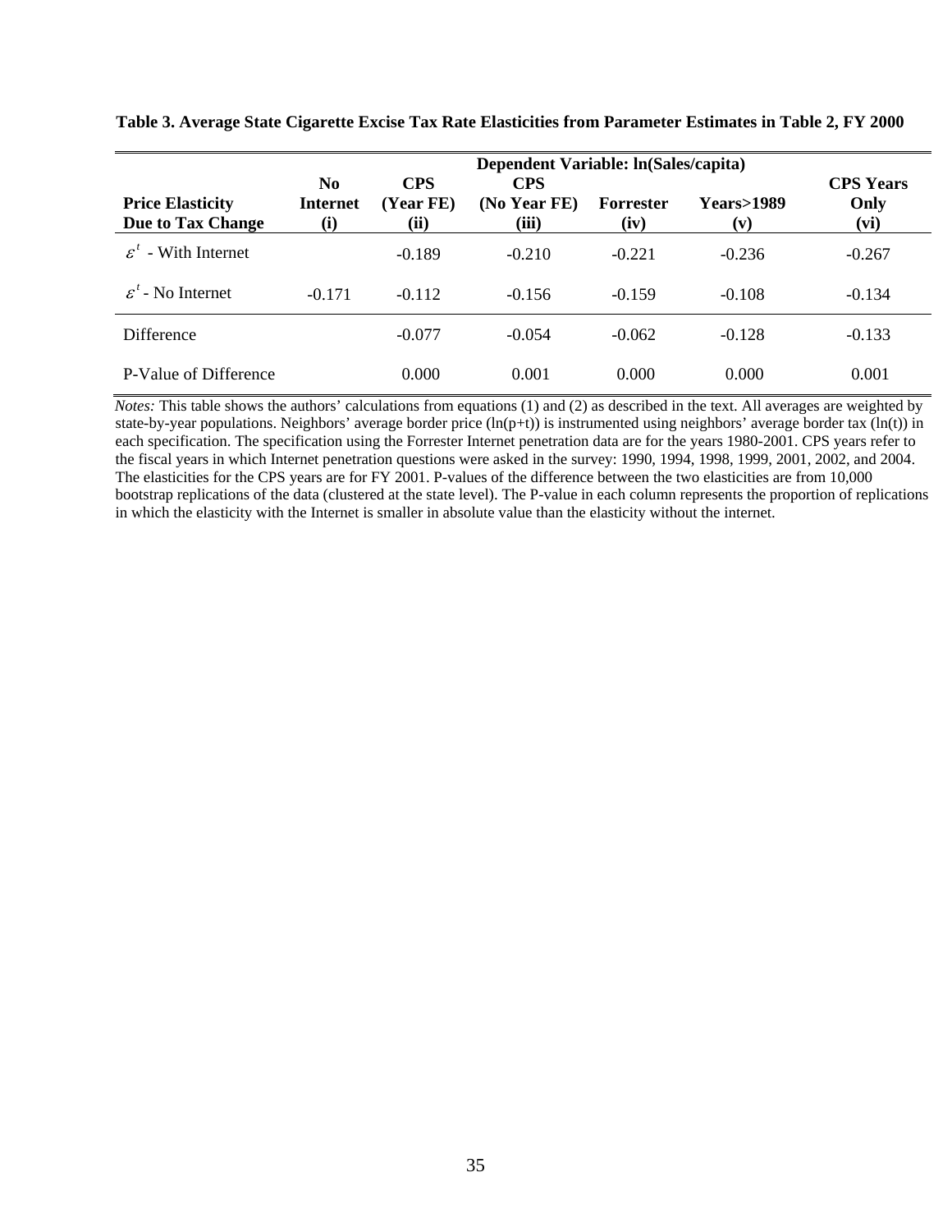**Table 3. Average State Cigarette Excise Tax Rate Elasticities from Parameter Estimates in Table 2, FY 2000**

| | Dependent Variable: ln(Sales/capita) | | | | | |
|---|---|---|---|---|---|---|
| **Price Elasticity Due to Tax Change** | **No Internet (i)** | **CPS (Year FE) (ii)** | **CPS (No Year FE) (iii)** | **Forrester (iv)** | **Years>1989 (v)** | **CPS Years Only (vi)** |
| $\varepsilon^t$ - With Internet | | -0.189 | -0.210 | -0.221 | -0.236 | -0.267 |
| $\varepsilon^t$ - No Internet | -0.171 | -0.112 | -0.156 | -0.159 | -0.108 | -0.134 |
| Difference | | -0.077 | -0.054 | -0.062 | -0.128 | -0.133 |
| P-Value of Difference | | 0.000 | 0.001 | 0.000 | 0.000 | 0.001 |

*Notes:* This table shows the authors' calculations from equations (1) and (2) as described in the text. All averages are weighted by state-by-year populations. Neighbors' average border price (ln(p+t)) is instrumented using neighbors' average border tax (ln(t)) in each specification. The specification using the Forrester Internet penetration data are for the years 1980-2001. CPS years refer to the fiscal years in which Internet penetration questions were asked in the survey: 1990, 1994, 1998, 1999, 2001, 2002, and 2004. The elasticities for the CPS years are for FY 2001. P-values of the difference between the two elasticities are from 10,000 bootstrap replications of the data (clustered at the state level). The P-value in each column represents the proportion of replications in which the elasticity with the Internet is smaller in absolute value than the elasticity without the internet.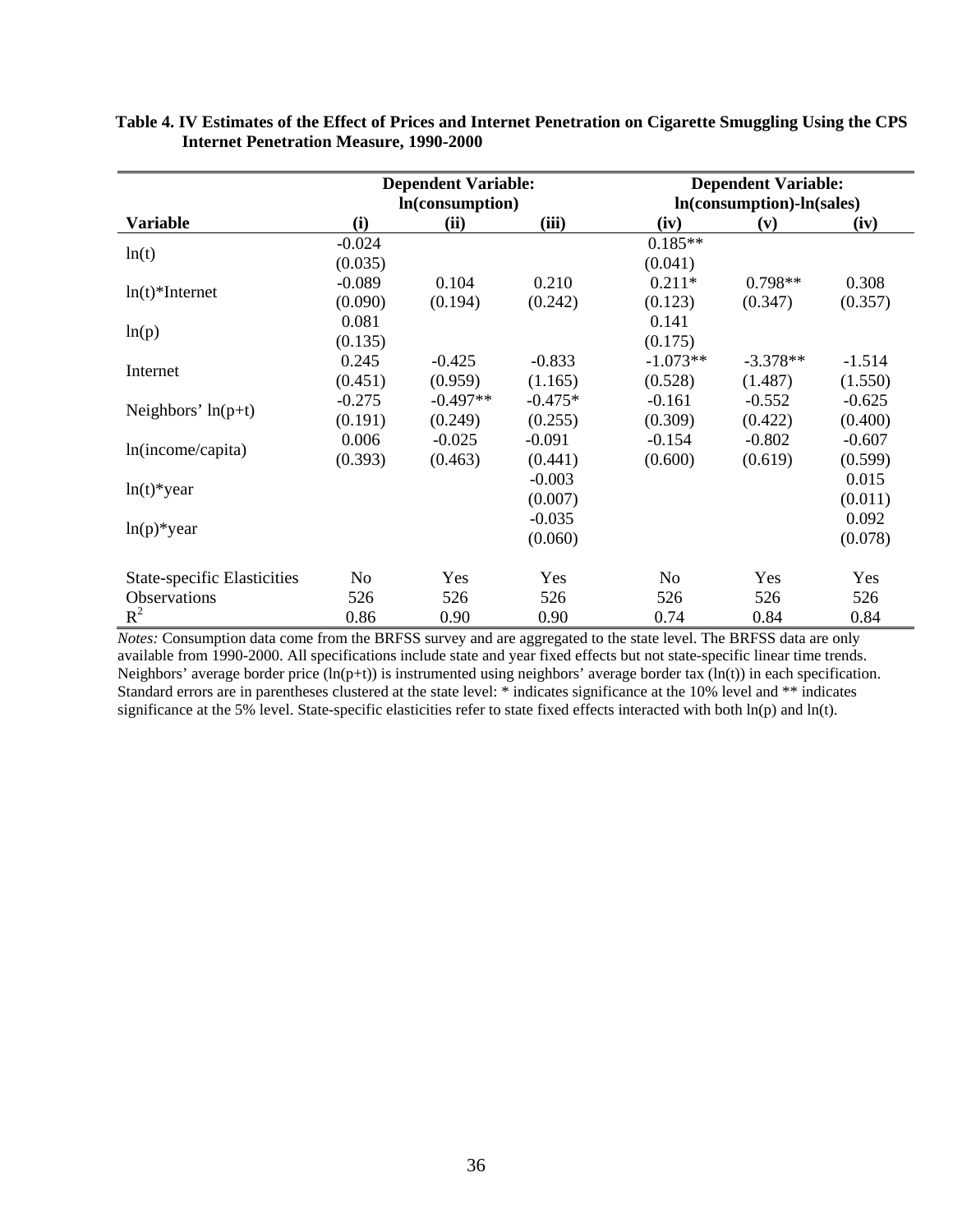**Table 4. IV Estimates of the Effect of Prices and Internet Penetration on Cigarette Smuggling Using the CPS Internet Penetration Measure, 1990-2000**

| | **Dependent Variable: ln(consumption)** | | | **Dependent Variable: ln(consumption)-ln(sales)** | | |
|---|---|---|---|---|---|---|
| **Variable** | **(i)** | **(ii)** | **(iii)** | **(iv)** | **(v)** | **(iv)** |
| ln(t) | -0.024 | | | 0.185** | | |
| | (0.035) | | | (0.041) | | |
| ln(t)*Internet | -0.089 | 0.104 | 0.210 | 0.211* | 0.798** | 0.308 |
| | (0.090) | (0.194) | (0.242) | (0.123) | (0.347) | (0.357) |
| ln(p) | 0.081 | | | 0.141 | | |
| | (0.135) | | | (0.175) | | |
| Internet | 0.245 | -0.425 | -0.833 | -1.073** | -3.378** | -1.514 |
| | (0.451) | (0.959) | (1.165) | (0.528) | (1.487) | (1.550) |
| Neighbors' ln(p+t) | -0.275 | -0.497** | -0.475* | -0.161 | -0.552 | -0.625 |
| | (0.191) | (0.249) | (0.255) | (0.309) | (0.422) | (0.400) |
| ln(income/capita) | 0.006 | -0.025 | -0.091 | -0.154 | -0.802 | -0.607 |
| | (0.393) | (0.463) | (0.441) | (0.600) | (0.619) | (0.599) |
| ln(t)*year | | | -0.003 | | | 0.015 |
| | | | (0.007) | | | (0.011) |
| ln(p)*year | | | -0.035 | | | 0.092 |
| | | | (0.060) | | | (0.078) |
| State-specific Elasticities | No | Yes | Yes | No | Yes | Yes |
| Observations | 526 | 526 | 526 | 526 | 526 | 526 |
| $R^2$ | 0.86 | 0.90 | 0.90 | 0.74 | 0.84 | 0.84 |

*Notes:* Consumption data come from the BRFSS survey and are aggregated to the state level. The BRFSS data are only available from 1990-2000. All specifications include state and year fixed effects but not state-specific linear time trends. Neighbors' average border price (ln(p+t)) is instrumented using neighbors' average border tax (ln(t)) in each specification. Standard errors are in parentheses clustered at the state level: * indicates significance at the 10% level and ** indicates significance at the 5% level. State-specific elasticities refer to state fixed effects interacted with both ln(p) and ln(t).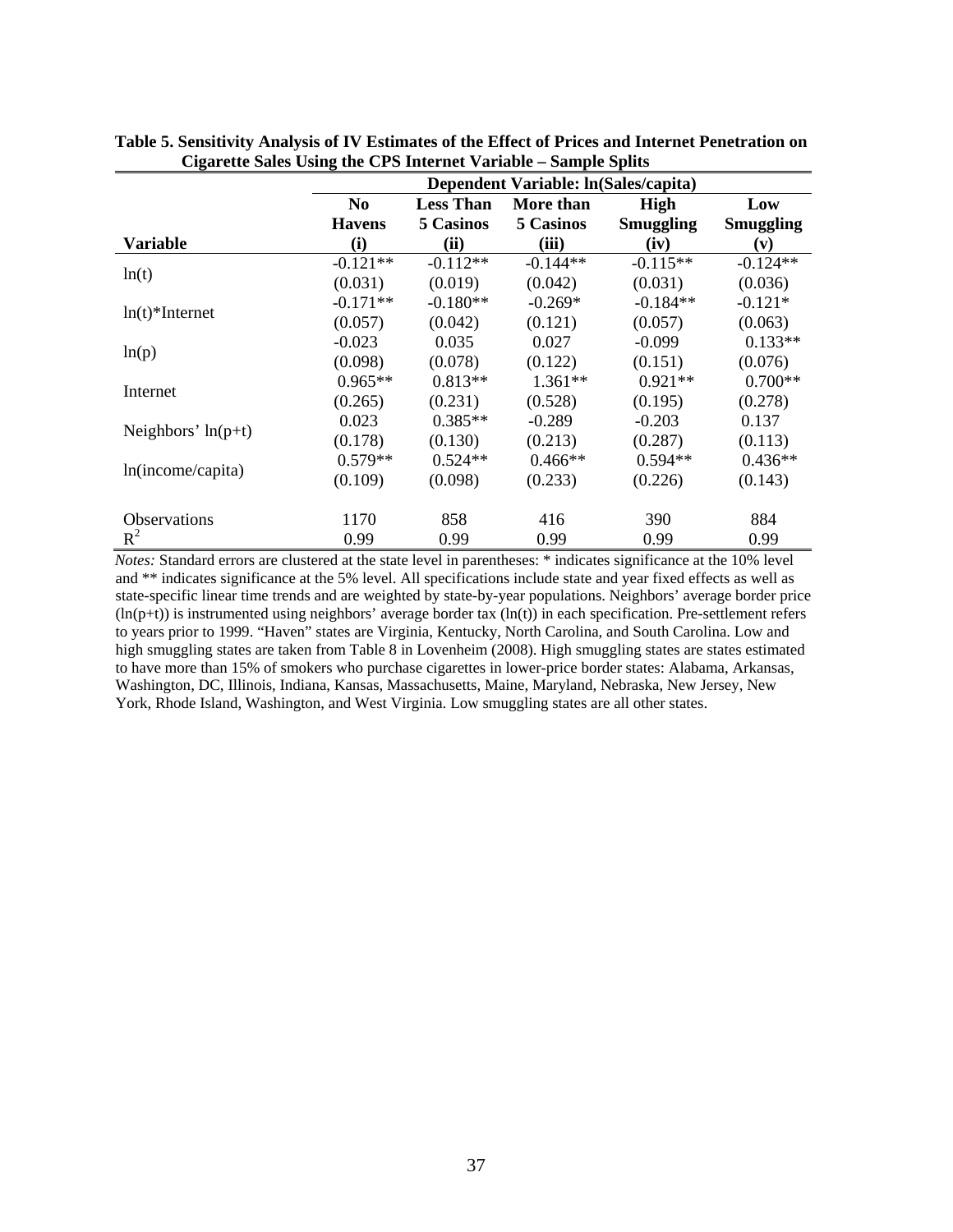**Table 5. Sensitivity Analysis of IV Estimates of the Effect of Prices and Internet Penetration on Cigarette Sales Using the CPS Internet Variable – Sample Splits**

| | Dependent Variable: ln(Sales/capita) | | | | |
|---|---|---|---|---|---|
| **Variable** | **No Havens (i)** | **Less Than 5 Casinos (ii)** | **More than 5 Casinos (iii)** | **High Smuggling (iv)** | **Low Smuggling (v)** |
| ln(t) | -0.121** | -0.112** | -0.144** | -0.115** | -0.124** |
| | (0.031) | (0.019) | (0.042) | (0.031) | (0.036) |
| ln(t)*Internet | -0.171** | -0.180** | -0.269* | -0.184** | -0.121* |
| | (0.057) | (0.042) | (0.121) | (0.057) | (0.063) |
| ln(p) | -0.023 | 0.035 | 0.027 | -0.099 | 0.133** |
| | (0.098) | (0.078) | (0.122) | (0.151) | (0.076) |
| Internet | 0.965** | 0.813** | 1.361** | 0.921** | 0.700** |
| | (0.265) | (0.231) | (0.528) | (0.195) | (0.278) |
| Neighbors' ln(p+t) | 0.023 | 0.385** | -0.289 | -0.203 | 0.137 |
| | (0.178) | (0.130) | (0.213) | (0.287) | (0.113) |
| ln(income/capita) | 0.579** | 0.524** | 0.466** | 0.594** | 0.436** |
| | (0.109) | (0.098) | (0.233) | (0.226) | (0.143) |
| Observations | 1170 | 858 | 416 | 390 | 884 |
| $R^2$ | 0.99 | 0.99 | 0.99 | 0.99 | 0.99 |

*Notes:* Standard errors are clustered at the state level in parentheses: * indicates significance at the 10% level and ** indicates significance at the 5% level. All specifications include state and year fixed effects as well as state-specific linear time trends and are weighted by state-by-year populations. Neighbors' average border price (ln(p+t)) is instrumented using neighbors' average border tax (ln(t)) in each specification. Pre-settlement refers to years prior to 1999. "Haven" states are Virginia, Kentucky, North Carolina, and South Carolina. Low and high smuggling states are taken from Table 8 in Lovenheim (2008). High smuggling states are states estimated to have more than 15% of smokers who purchase cigarettes in lower-price border states: Alabama, Arkansas, Washington, DC, Illinois, Indiana, Kansas, Massachusetts, Maine, Maryland, Nebraska, New Jersey, New York, Rhode Island, Washington, and West Virginia. Low smuggling states are all other states.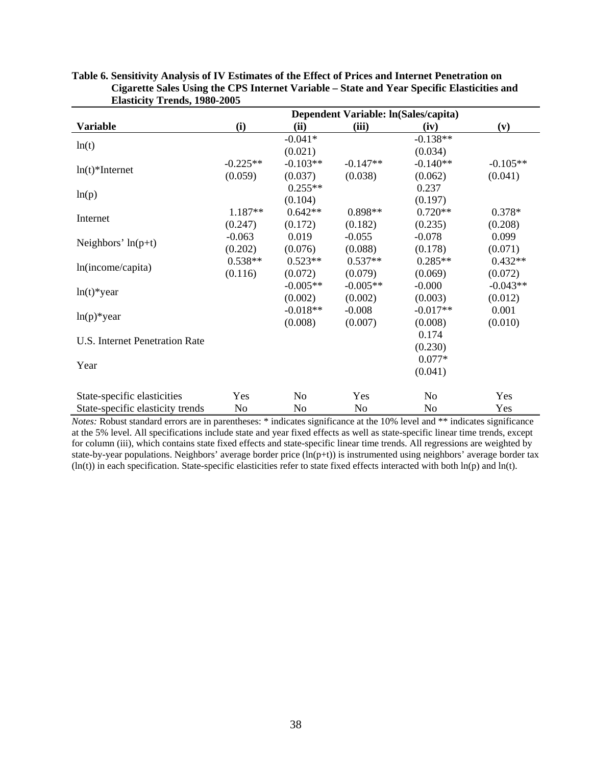**Table 6. Sensitivity Analysis of IV Estimates of the Effect of Prices and Internet Penetration on Cigarette Sales Using the CPS Internet Variable – State and Year Specific Elasticities and Elasticity Trends, 1980-2005**

| | Dependent Variable: ln(Sales/capita) | | | | |
|---|---|---|---|---|---|
| **Variable** | **(i)** | **(ii)** | **(iii)** | **(iv)** | **(v)** |
| ln(t) | | -0.041* | | -0.138** | |
| | | (0.021) | | (0.034) | |
| ln(t)*Internet | -0.225** | -0.103** | -0.147** | -0.140** | -0.105** |
| | (0.059) | (0.037) | (0.038) | (0.062) | (0.041) |
| ln(p) | | 0.255** | | 0.237 | |
| | | (0.104) | | (0.197) | |
| Internet | 1.187** | 0.642** | 0.898** | 0.720** | 0.378* |
| | (0.247) | (0.172) | (0.182) | (0.235) | (0.208) |
| Neighbors' ln(p+t) | -0.063 | 0.019 | -0.055 | -0.078 | 0.099 |
| | (0.202) | (0.076) | (0.088) | (0.178) | (0.071) |
| ln(income/capita) | 0.538** | 0.523** | 0.537** | 0.285** | 0.432** |
| | (0.116) | (0.072) | (0.079) | (0.069) | (0.072) |
| ln(t)*year | | -0.005** | -0.005** | -0.000 | -0.043** |
| | | (0.002) | (0.002) | (0.003) | (0.012) |
| ln(p)*year | | -0.018** | -0.008 | -0.017** | 0.001 |
| | | (0.008) | (0.007) | (0.008) | (0.010) |
| U.S. Internet Penetration Rate | | | | 0.174 | |
| | | | | (0.230) | |
| Year | | | | 0.077* | |
| | | | | (0.041) | |
| State-specific elasticities | Yes | No | Yes | No | Yes |
| State-specific elasticity trends | No | No | No | No | Yes |

*Notes:* Robust standard errors are in parentheses: * indicates significance at the 10% level and ** indicates significance at the 5% level. All specifications include state and year fixed effects as well as state-specific linear time trends, except for column (iii), which contains state fixed effects and state-specific linear time trends. All regressions are weighted by state-by-year populations. Neighbors' average border price (ln(p+t)) is instrumented using neighbors' average border tax (ln(t)) in each specification. State-specific elasticities refer to state fixed effects interacted with both ln(p) and ln(t).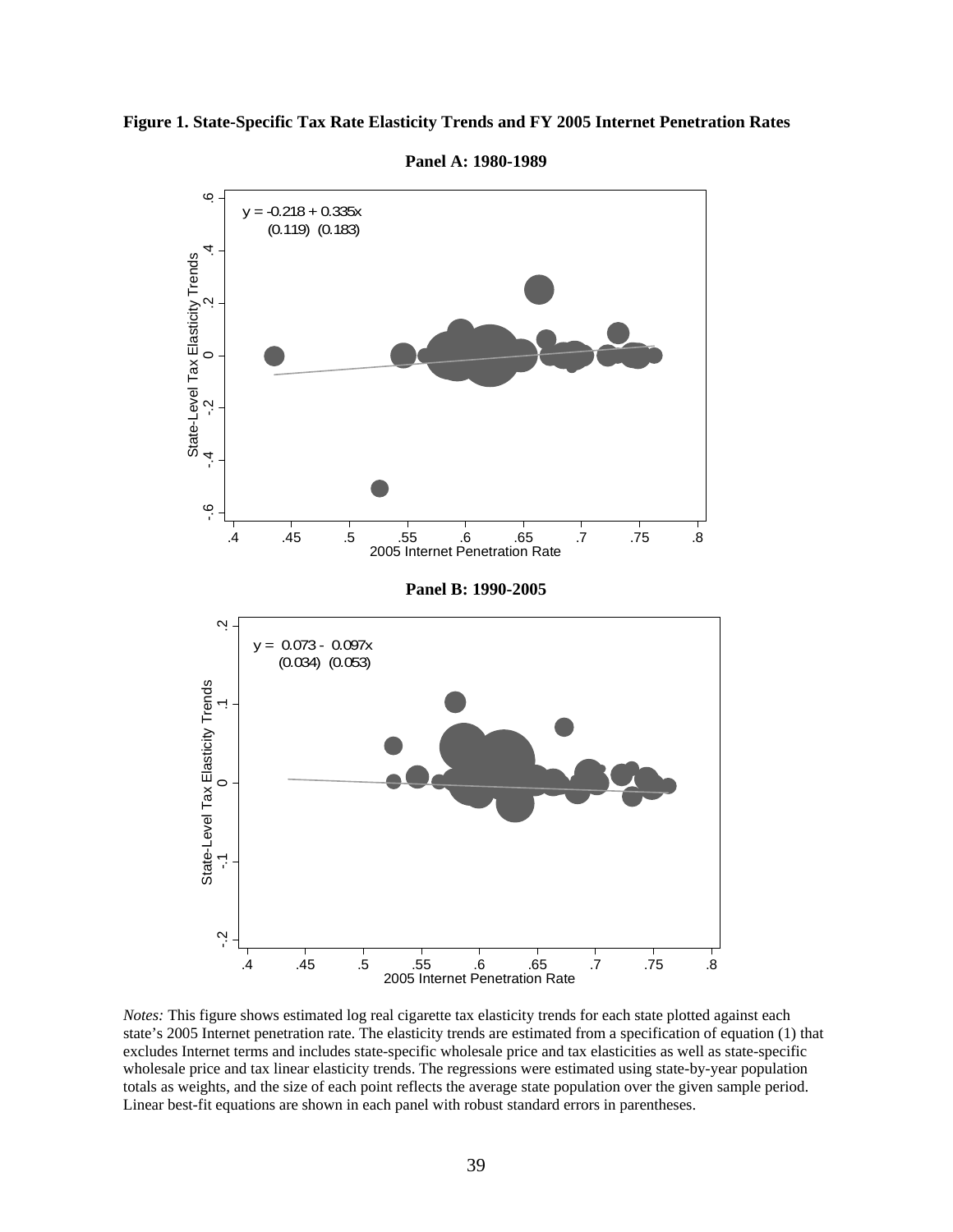**Figure 1. State-Specific Tax Rate Elasticity Trends and FY 2005 Internet Penetration Rates**

**Panel A: 1980-1989**

$y = -0.218 + 0.335x$
(0.119) (0.183)

**Panel B: 1990-2005**

$y = 0.073 - 0.097x$
(0.034) (0.053)

*Notes:* This figure shows estimated log real cigarette tax elasticity trends for each state plotted against each state's 2005 Internet penetration rate. The elasticity trends are estimated from a specification of equation (1) that excludes Internet terms and includes state-specific wholesale price and tax elasticities as well as state-specific wholesale price and tax linear elasticity trends. The regressions were estimated using state-by-year population totals as weights, and the size of each point reflects the average state population over the given sample period. Linear best-fit equations are shown in each panel with robust standard errors in parentheses.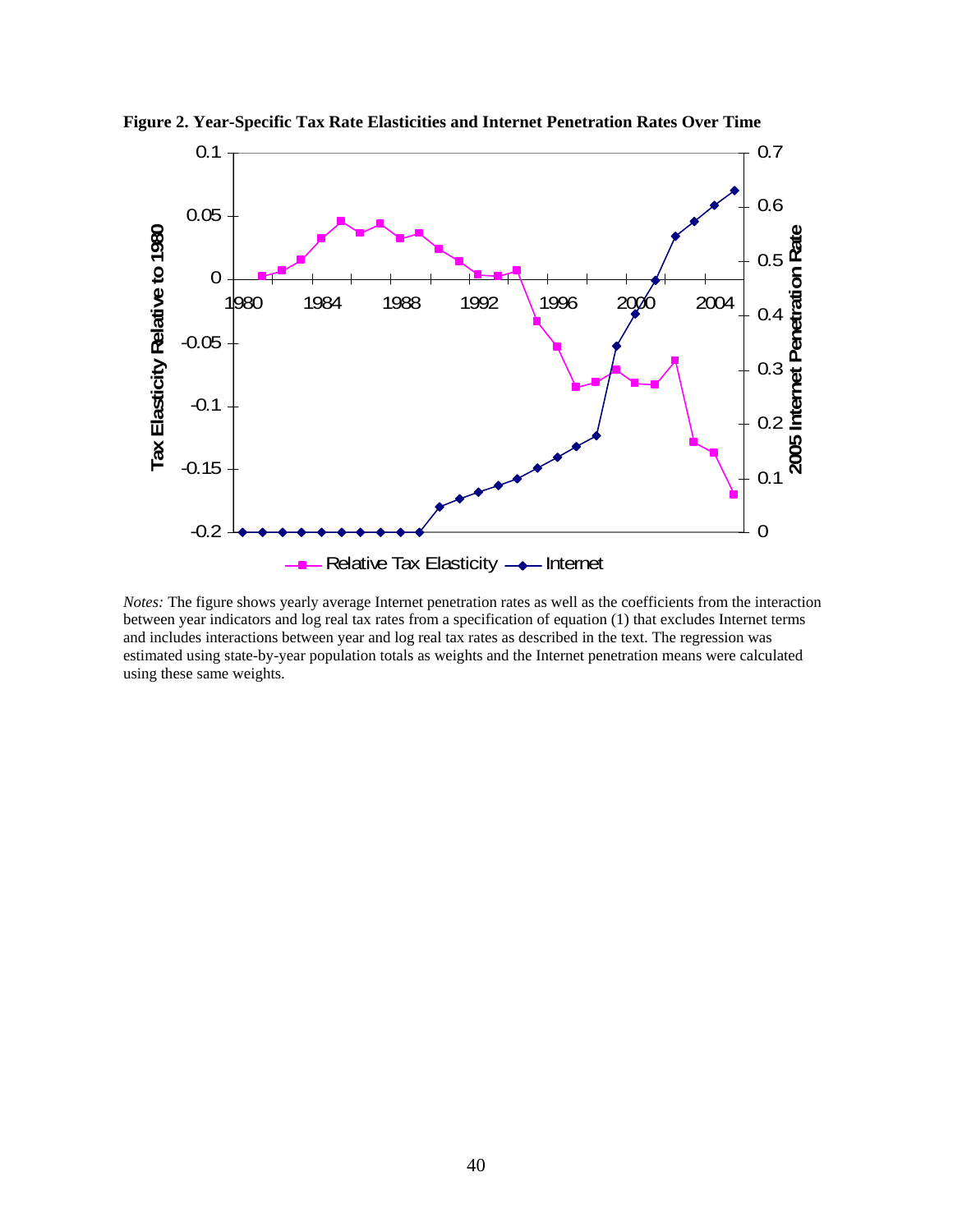**Figure 2. Year-Specific Tax Rate Elasticities and Internet Penetration Rates Over Time**

Tax Elasticity Relative to 1980

0.1
0.05
0
-0.05
-0.1
-0.15
-0.2

1980
1984
1988
1992
1996
2000
2004

2005 Internet Penetration Rate

0.7
0.6
0.5
0.4
0.3
0.2
0.1
0

Relative Tax Elasticity
Internet

*Notes:* The figure shows yearly average Internet penetration rates as well as the coefficients from the interaction between year indicators and log real tax rates from a specification of equation (1) that excludes Internet terms and includes interactions between year and log real tax rates as described in the text. The regression was estimated using state-by-year population totals as weights and the Internet penetration means were calculated using these same weights.